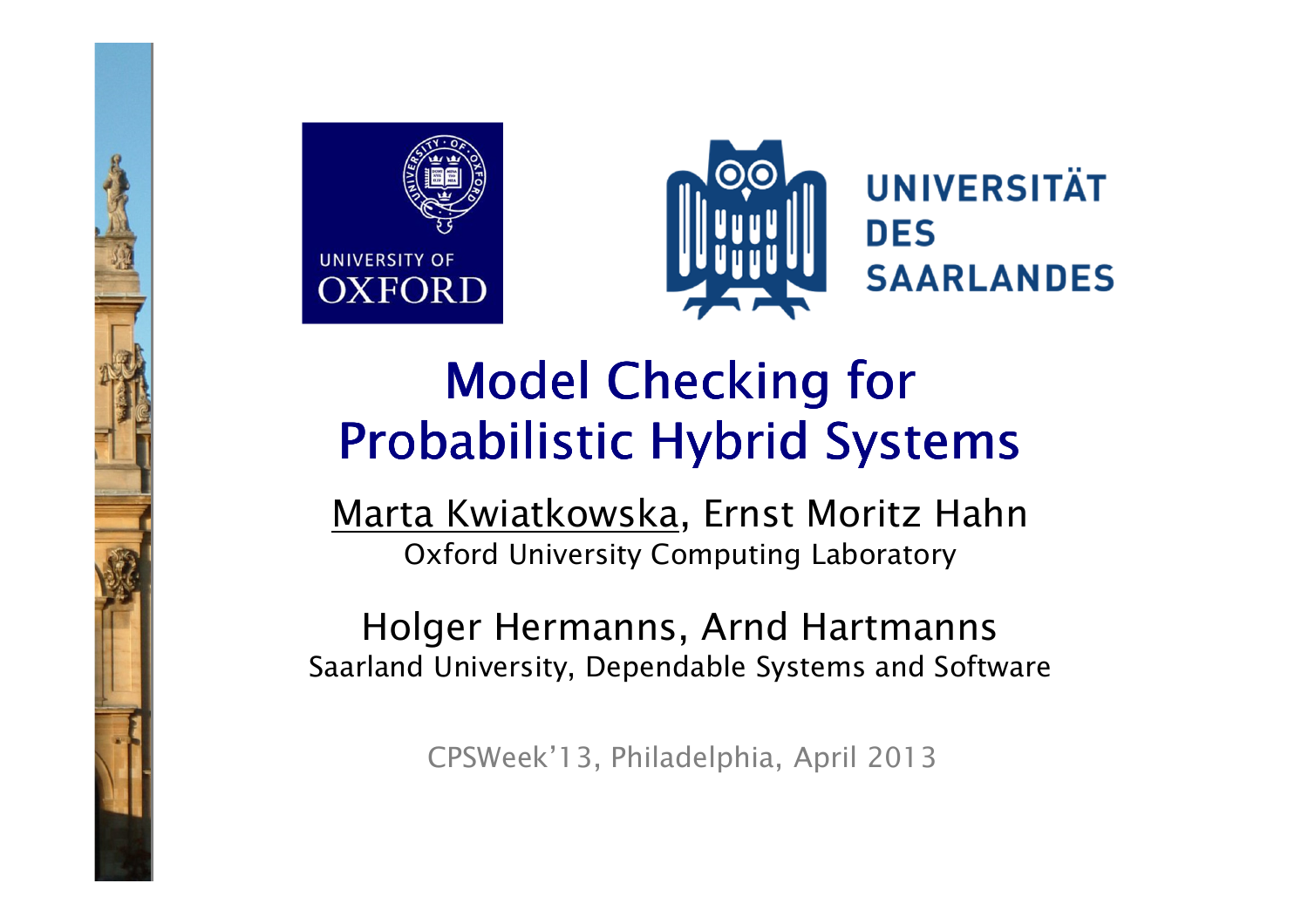UNIVERSITY OF OXFORD

UNIVERSITÄT DES SAARLANDES

# Model Checking for Probabilistic Hybrid Systems

Marta Kwiatkowska, Ernst Moritz Hahn
Oxford University Computing Laboratory

Holger Hermanns, Arnd Hartmanns
Saarland University, Dependable Systems and Software

CPSWeek'13, Philadelphia, April 2013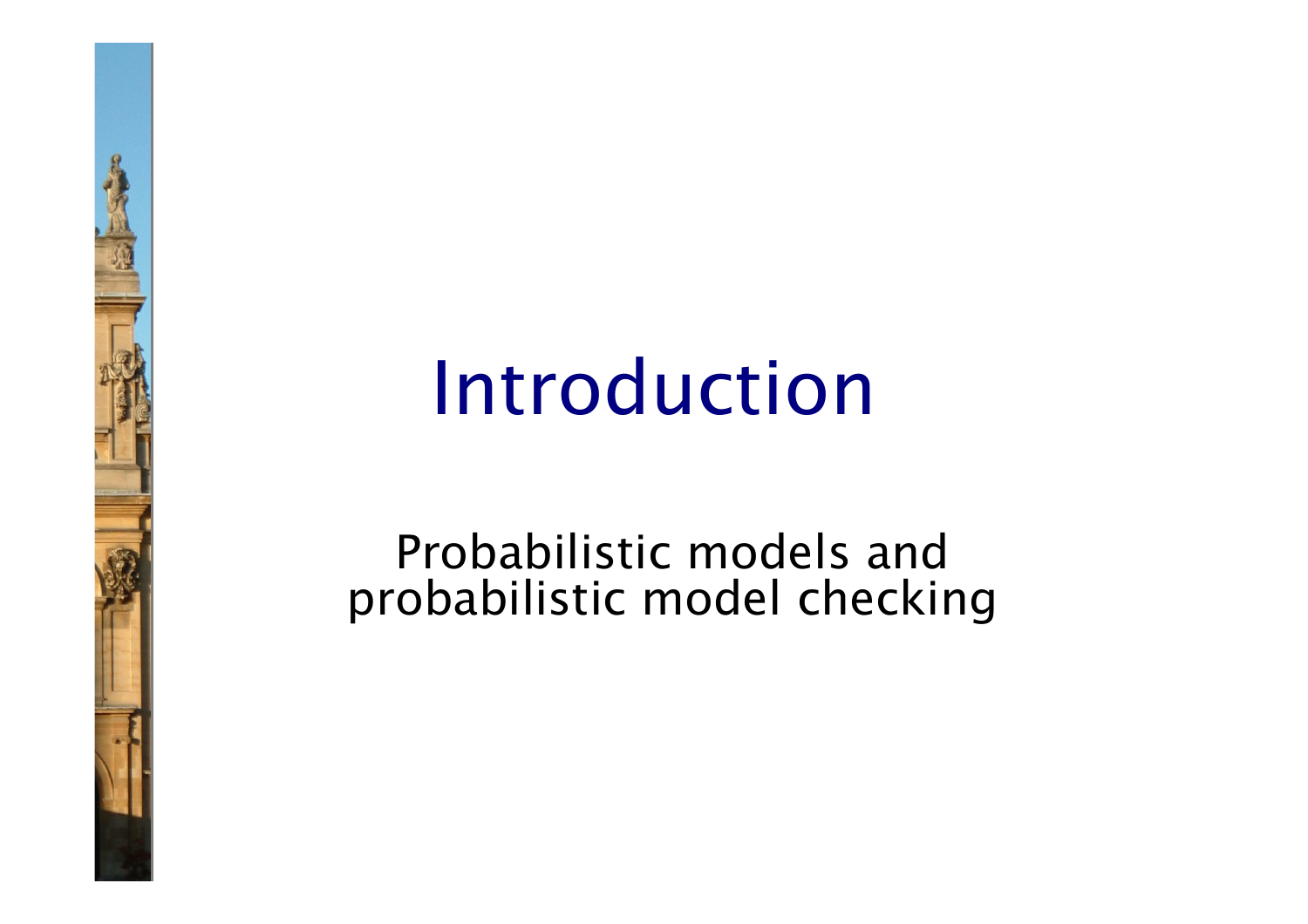# Introduction

Probabilistic models and probabilistic model checking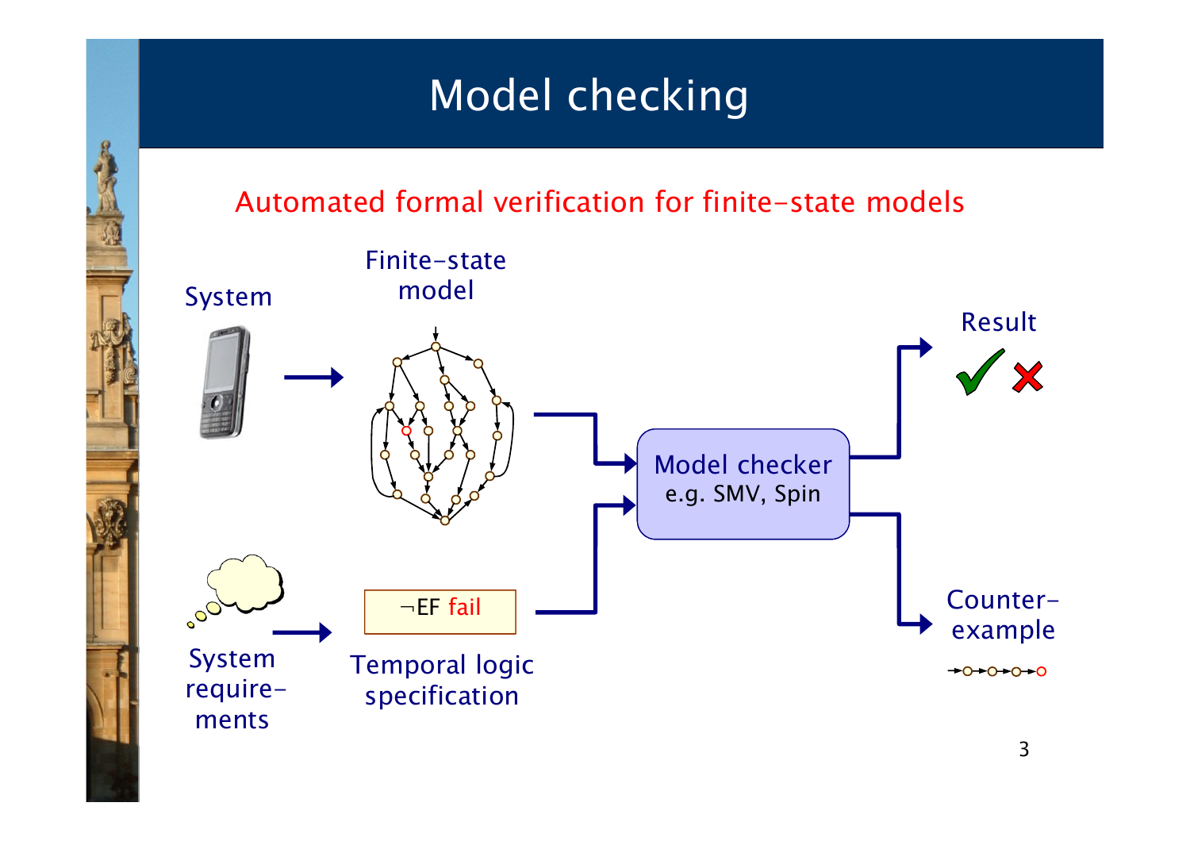# Model checking

Automated formal verification for finite-state models

System

Finite-state model

Model checker
e.g. SMV, Spin

Result

System require-ments

$\neg$EF fail

Temporal logic specification

Counter-example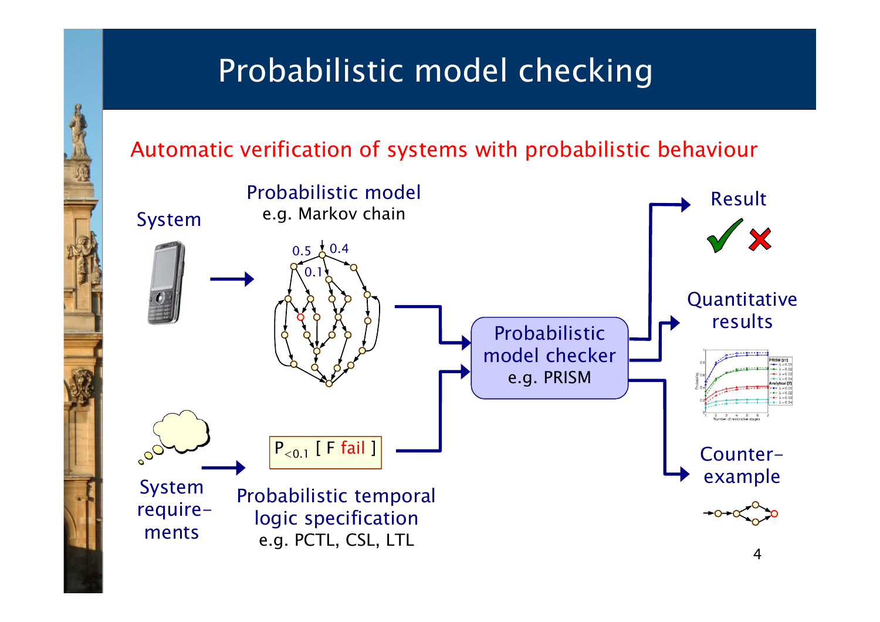# Probabilistic model checking

Automatic verification of systems with probabilistic behaviour

System

Probabilistic model
e.g. Markov chain

System require-ments

$P_{<0.1}$ [ F fail ]

Probabilistic temporal logic specification
e.g. PCTL, CSL, LTL

Probabilistic model checker
e.g. PRISM

Result

Quantitative results

Counter-example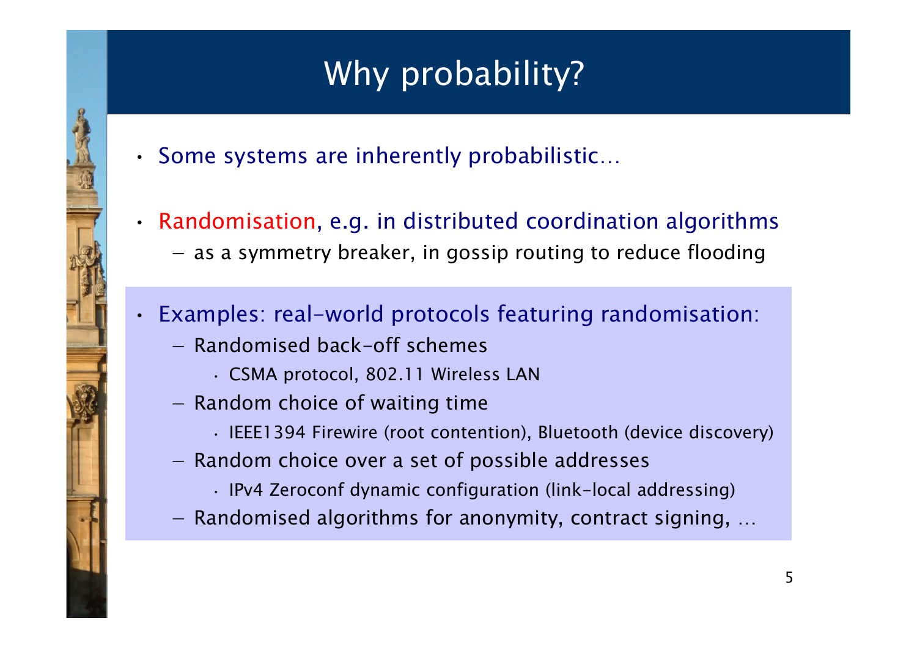# Why probability?

- Some systems are inherently probabilistic…
- Randomisation, e.g. in distributed coordination algorithms
  - as a symmetry breaker, in gossip routing to reduce flooding
- Examples: real-world protocols featuring randomisation:
  - Randomised back-off schemes
    - CSMA protocol, 802.11 Wireless LAN
  - Random choice of waiting time
    - IEEE1394 Firewire (root contention), Bluetooth (device discovery)
  - Random choice over a set of possible addresses
    - IPv4 Zeroconf dynamic configuration (link-local addressing)
  - Randomised algorithms for anonymity, contract signing, …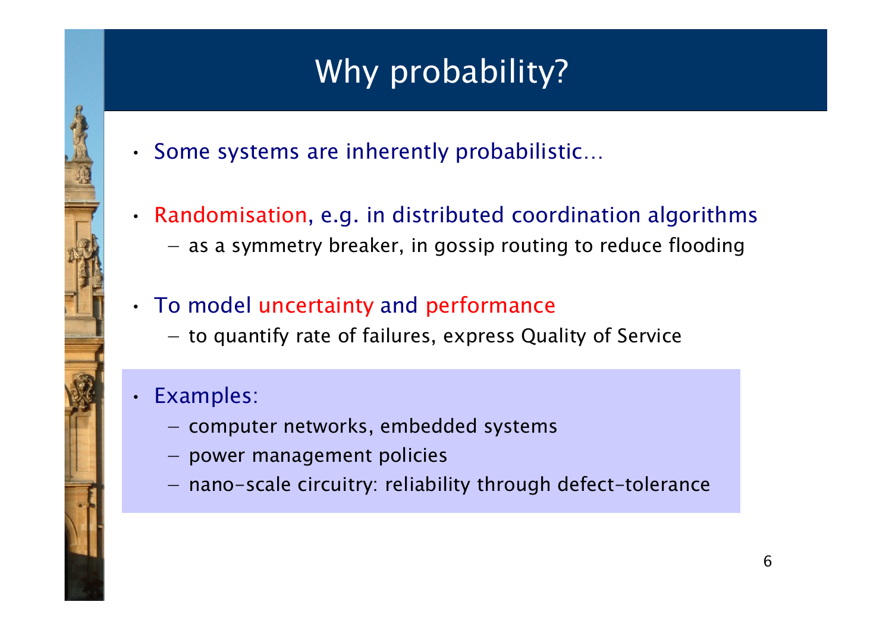# Why probability?

- Some systems are inherently probabilistic…
- Randomisation, e.g. in distributed coordination algorithms
  - as a symmetry breaker, in gossip routing to reduce flooding
- To model uncertainty and performance
  - to quantify rate of failures, express Quality of Service
- Examples:
  - computer networks, embedded systems
  - power management policies
  - nano-scale circuitry: reliability through defect-tolerance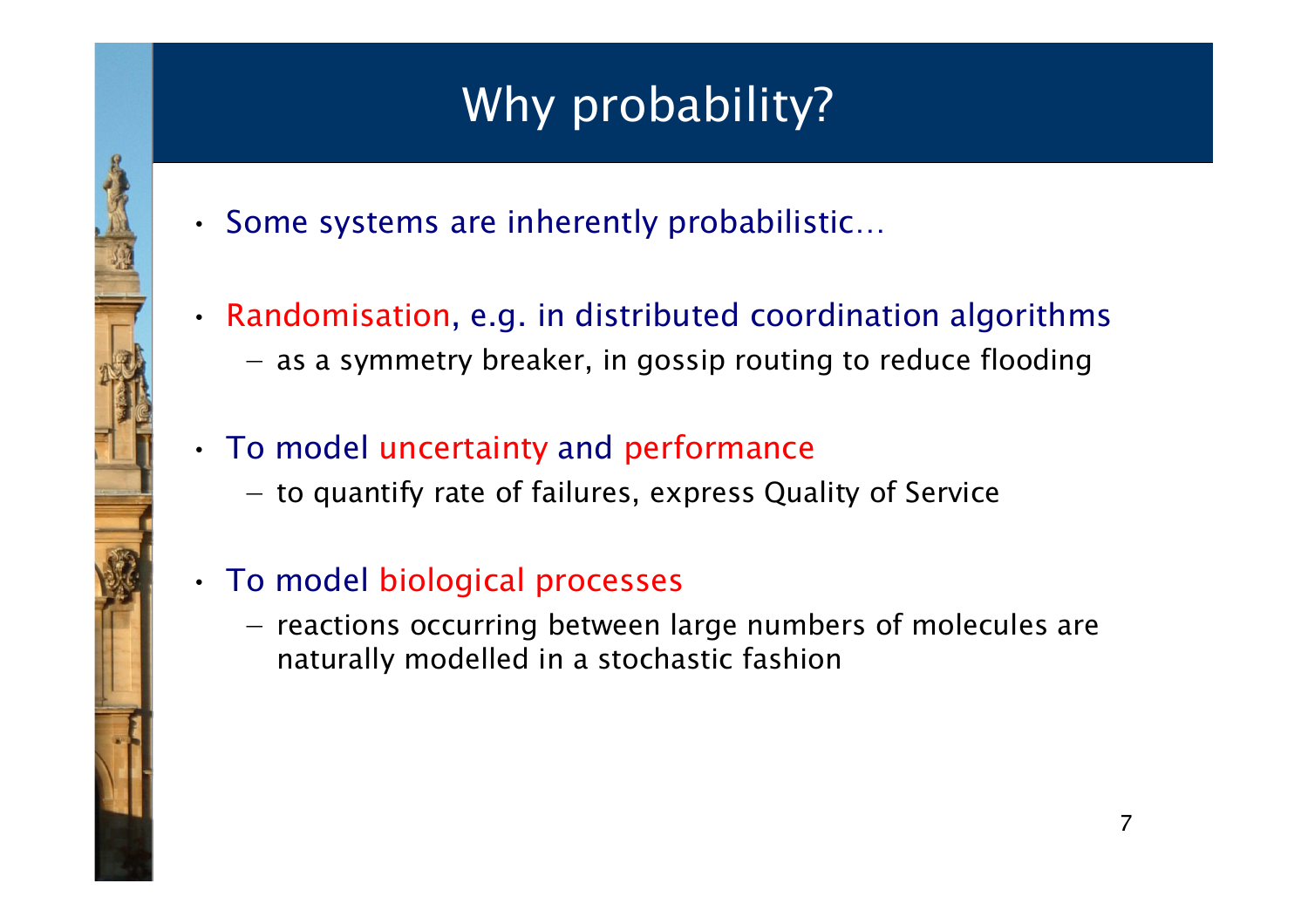# Why probability?

- Some systems are inherently probabilistic…
- Randomisation, e.g. in distributed coordination algorithms
  - as a symmetry breaker, in gossip routing to reduce flooding
- To model uncertainty and performance
  - to quantify rate of failures, express Quality of Service
- To model biological processes
  - reactions occurring between large numbers of molecules are naturally modelled in a stochastic fashion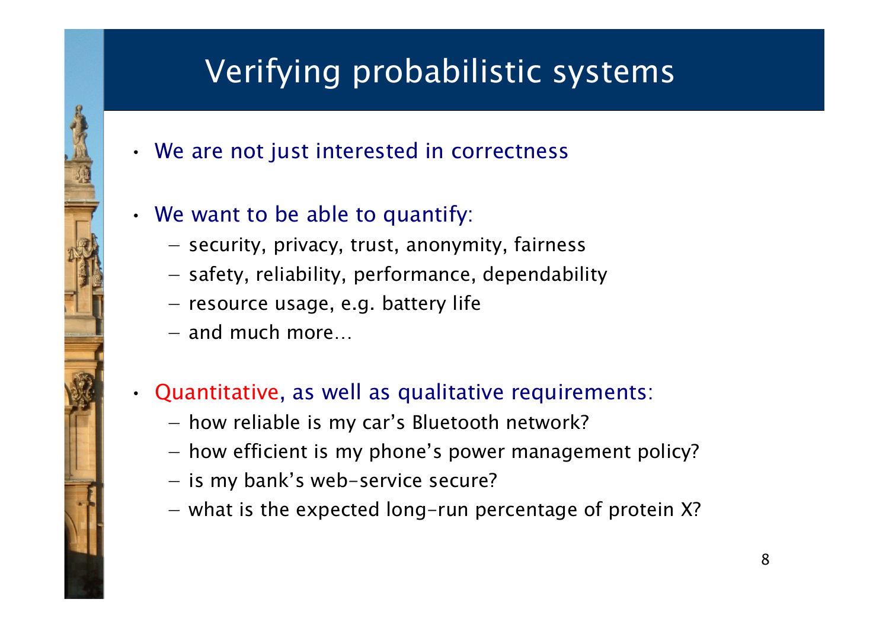# Verifying probabilistic systems

- We are not just interested in correctness

- We want to be able to quantify:
  - security, privacy, trust, anonymity, fairness
  - safety, reliability, performance, dependability
  - resource usage, e.g. battery life
  - and much more…

- Quantitative, as well as qualitative requirements:
  - how reliable is my car's Bluetooth network?
  - how efficient is my phone's power management policy?
  - is my bank's web-service secure?
  - what is the expected long-run percentage of protein X?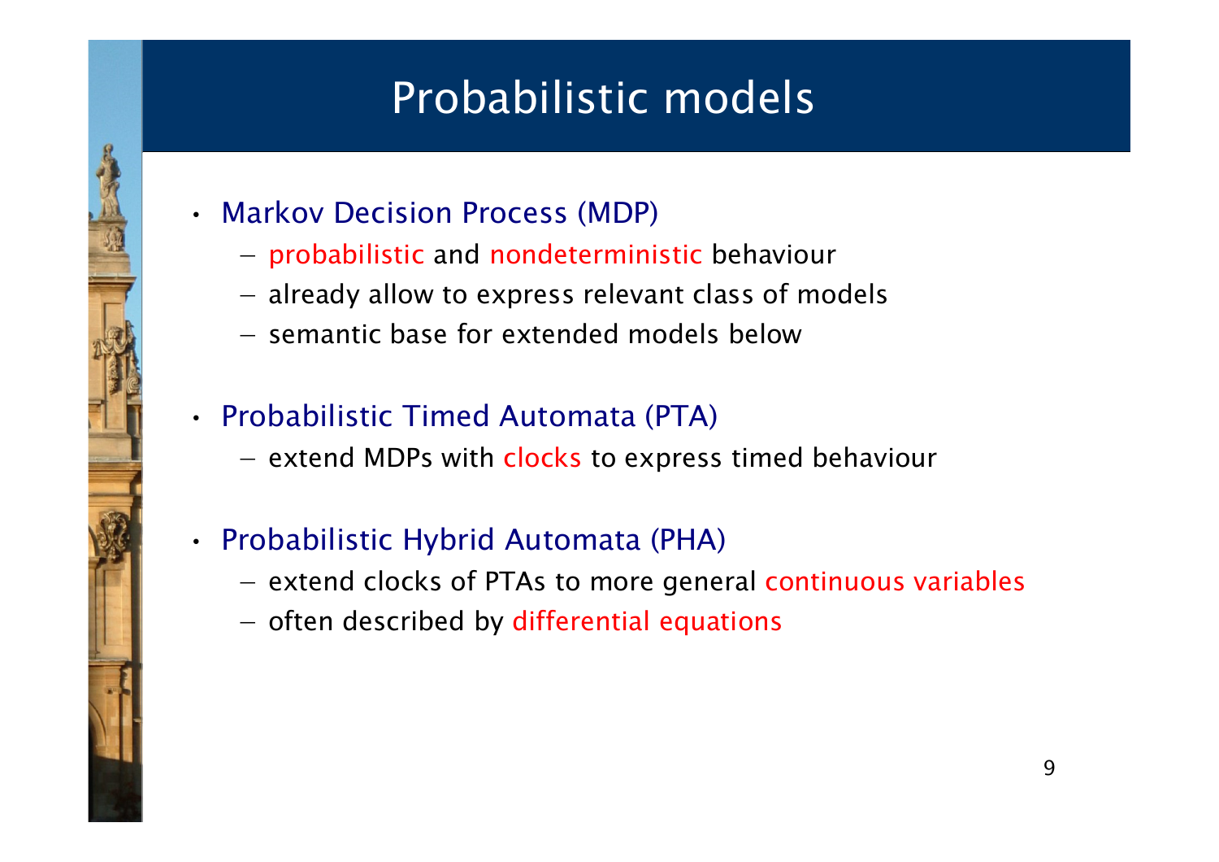# Probabilistic models

- Markov Decision Process (MDP)
  - probabilistic and nondeterministic behaviour
  - already allow to express relevant class of models
  - semantic base for extended models below
- Probabilistic Timed Automata (PTA)
  - extend MDPs with clocks to express timed behaviour
- Probabilistic Hybrid Automata (PHA)
  - extend clocks of PTAs to more general continuous variables
  - often described by differential equations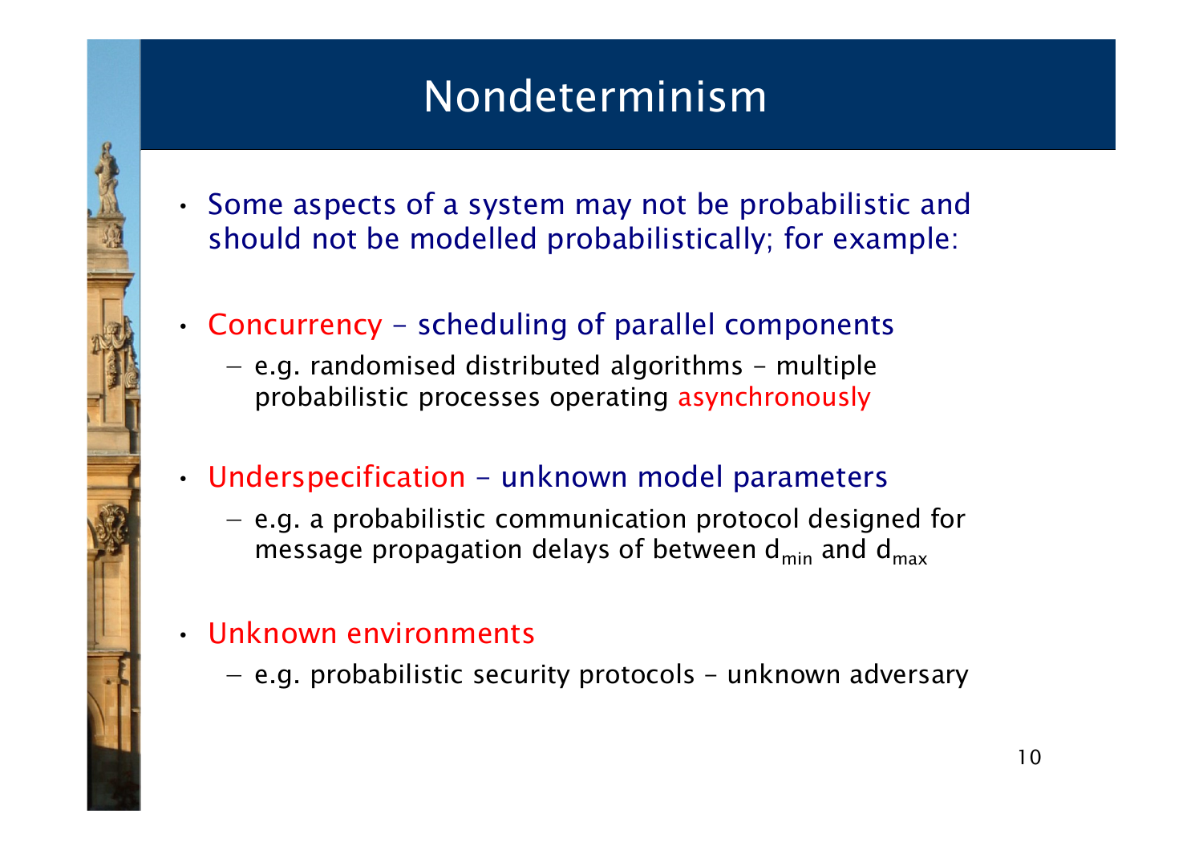# Nondeterminism

- Some aspects of a system may not be probabilistic and should not be modelled probabilistically; for example:
- Concurrency – scheduling of parallel components
  - e.g. randomised distributed algorithms – multiple probabilistic processes operating asynchronously
- Underspecification – unknown model parameters
  - e.g. a probabilistic communication protocol designed for message propagation delays of between $d_{min}$ and $d_{max}$
- Unknown environments
  - e.g. probabilistic security protocols – unknown adversary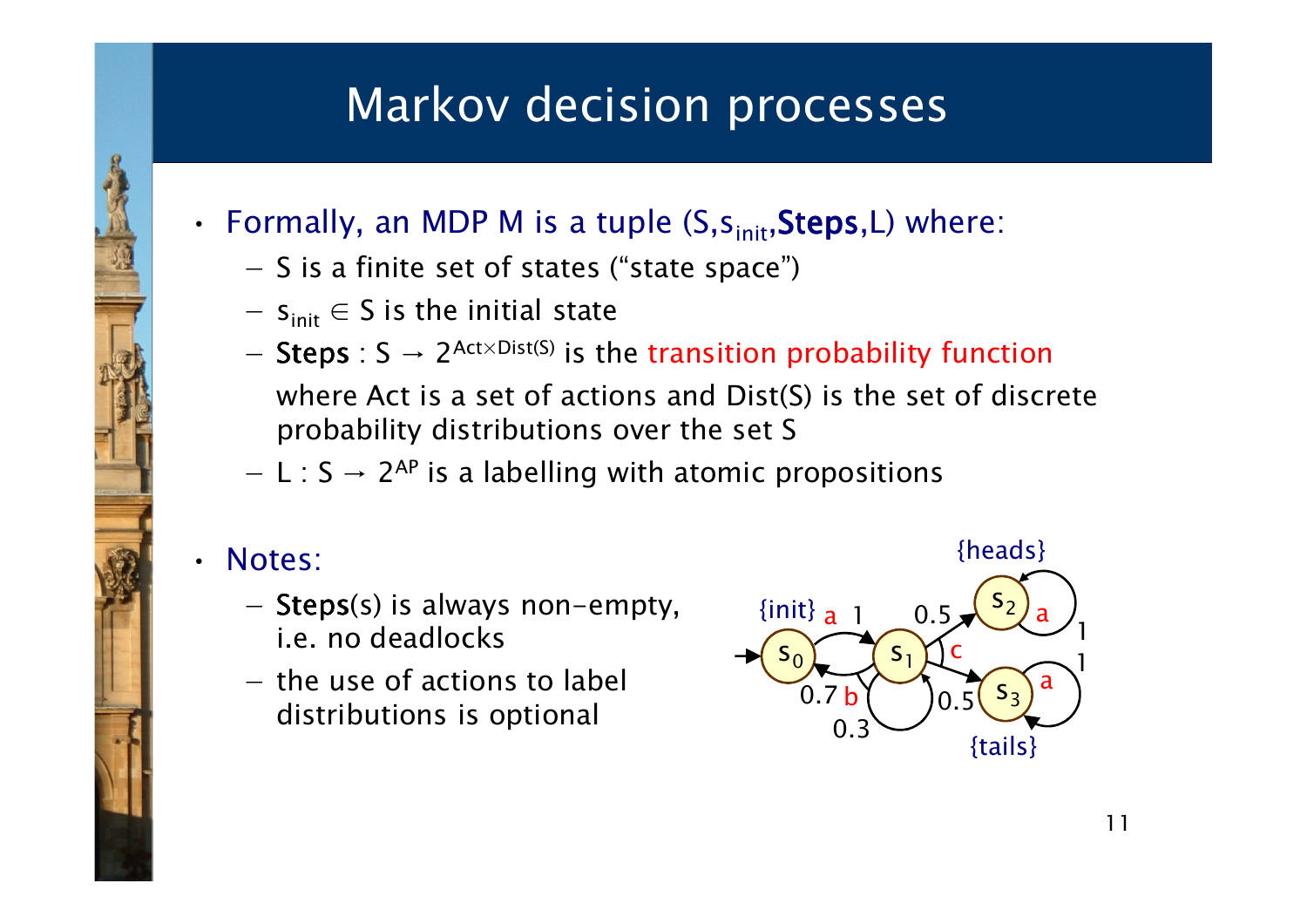# Markov decision processes

- Formally, an MDP M is a tuple $(S, s_{init}, \mathbf{Steps}, L)$ where:
  - S is a finite set of states ("state space")
  - $s_{init} \in S$ is the initial state
  - $\mathbf{Steps} : S \rightarrow 2^{Act \times Dist(S)}$ is the transition probability function where Act is a set of actions and Dist(S) is the set of discrete probability distributions over the set S
  - $L : S \rightarrow 2^{AP}$ is a labelling with atomic propositions

- Notes:
  - **Steps**(s) is always non-empty, i.e. no deadlocks
  - the use of actions to label distributions is optional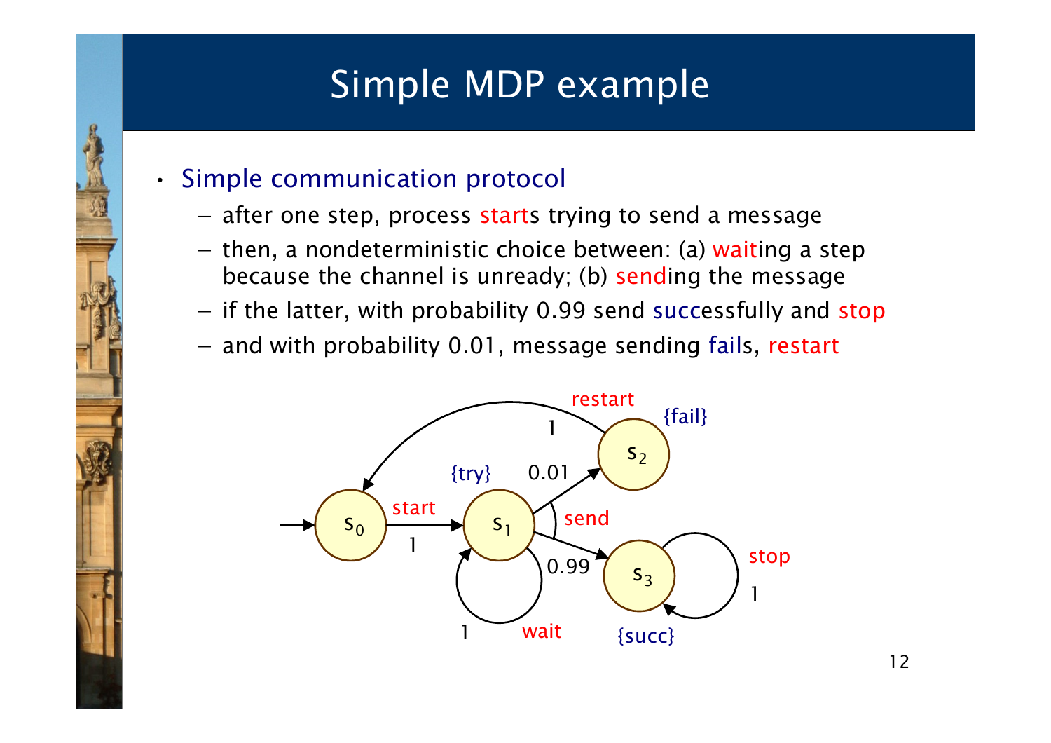# Simple MDP example

- Simple communication protocol
  - after one step, process starts trying to send a message
  - then, a nondeterministic choice between: (a) waiting a step because the channel is unready; (b) sending the message
  - if the latter, with probability 0.99 send successfully and stop
  - and with probability 0.01, message sending fails, restart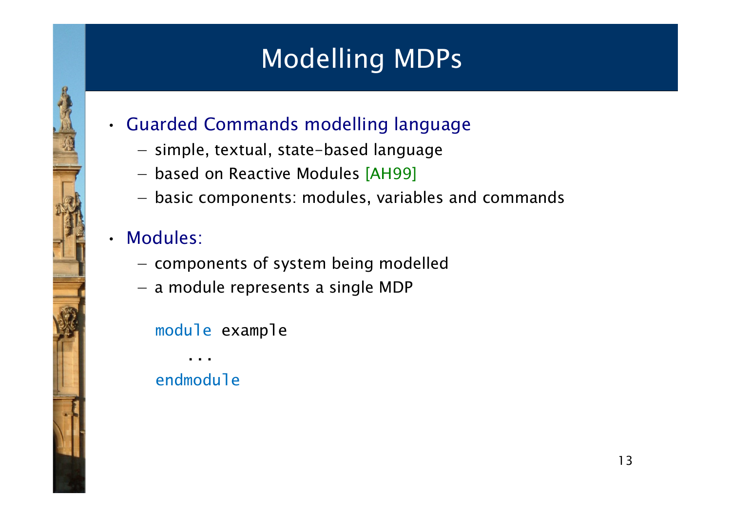# Modelling MDPs

- Guarded Commands modelling language
  - simple, textual, state-based language
  - based on Reactive Modules [AH99]
  - basic components: modules, variables and commands
- Modules:
  - components of system being modelled
  - a module represents a single MDP

```
module example
    ...
endmodule
```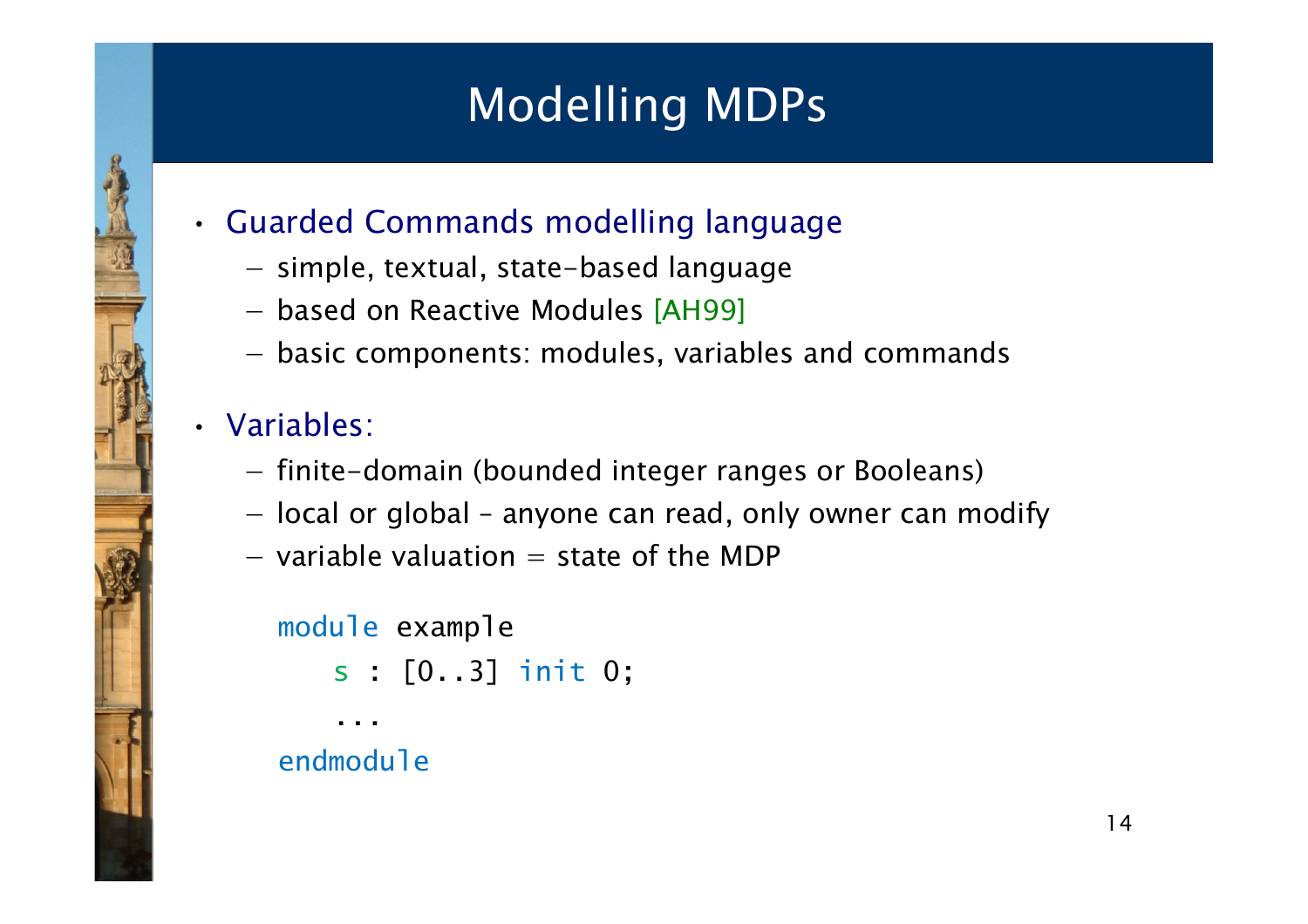# Modelling MDPs

- Guarded Commands modelling language
  - simple, textual, state-based language
  - based on Reactive Modules [AH99]
  - basic components: modules, variables and commands
- Variables:
  - finite-domain (bounded integer ranges or Booleans)
  - local or global – anyone can read, only owner can modify
  - variable valuation = state of the MDP

```
module example
    s : [0..3] init 0;
    ...
endmodule
```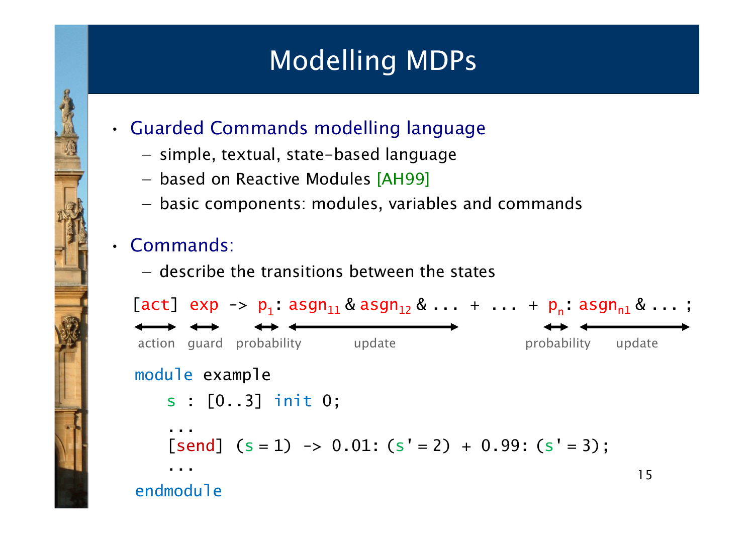# Modelling MDPs

- Guarded Commands modelling language
  - simple, textual, state-based language
  - based on Reactive Modules [AH99]
  - basic components: modules, variables and commands
- Commands:
  - describe the transitions between the states

```
[act] exp -> p1: asgn11 & asgn12 & ... + ... + pn: asgnn1 & ... ;
```

action — guard — probability — update — probability — update

```
module example
    s : [0..3] init 0;
    ...
    [send] (s = 1) -> 0.01: (s' = 2) + 0.99: (s' = 3);
    ...
endmodule
```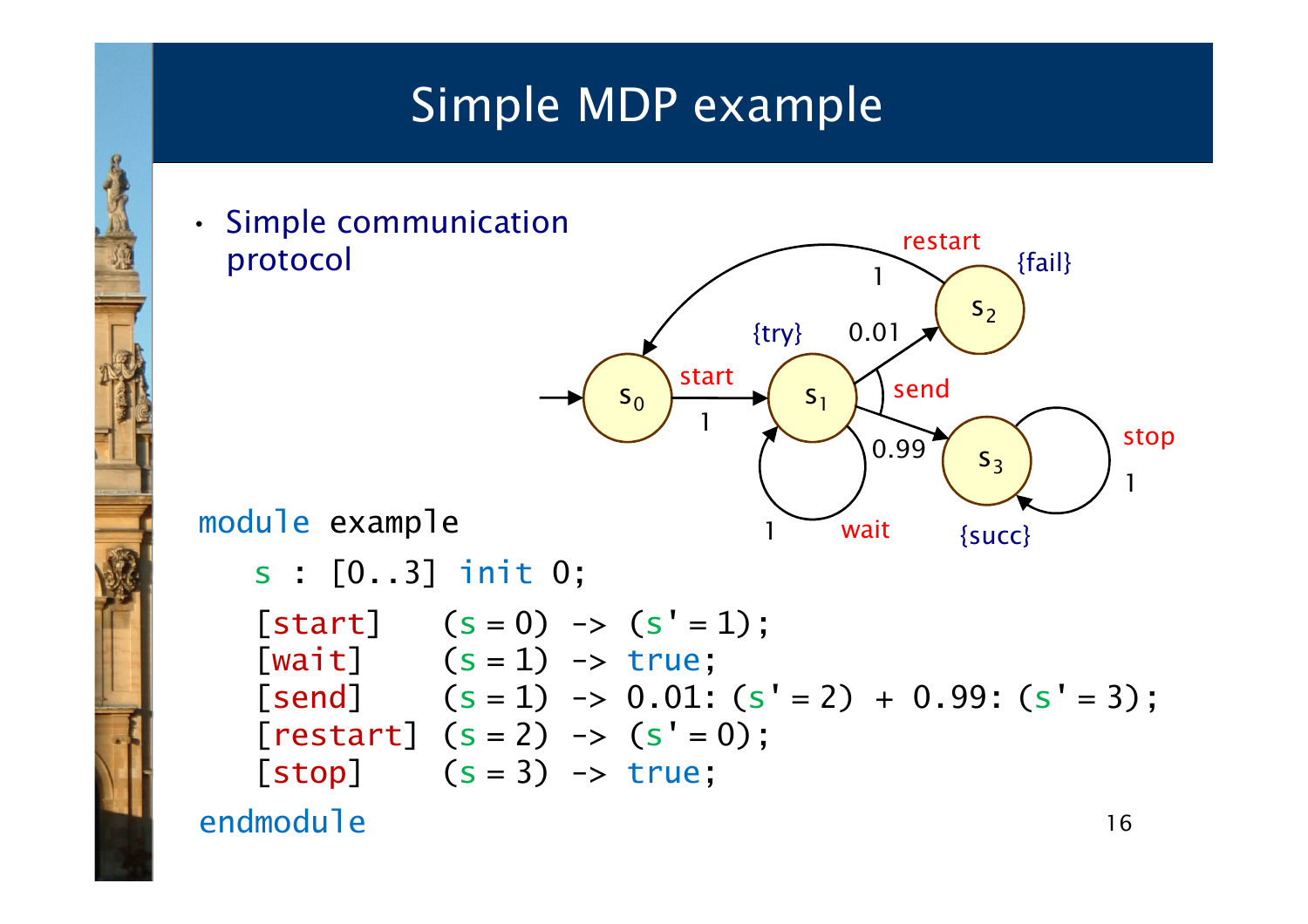# Simple MDP example

- Simple communication protocol

```
module example
   s : [0..3] init 0;
   [start]   (s = 0) -> (s' = 1);
   [wait]    (s = 1) -> true;
   [send]    (s = 1) -> 0.01: (s' = 2) + 0.99: (s' = 3);
   [restart] (s = 2) -> (s' = 0);
   [stop]    (s = 3) -> true;
endmodule
```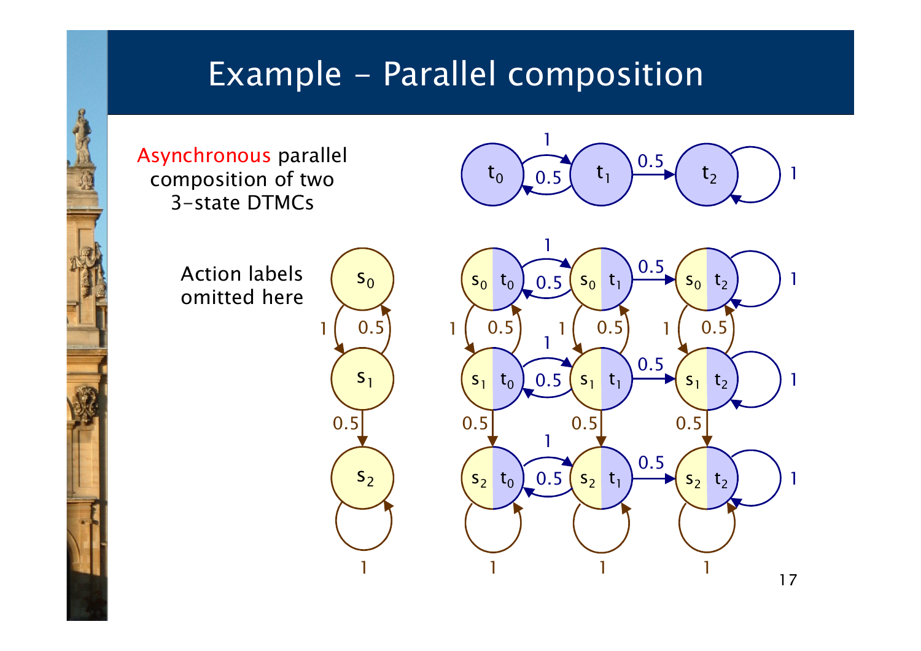# Example - Parallel composition

Asynchronous parallel composition of two 3-state DTMCs

Action labels omitted here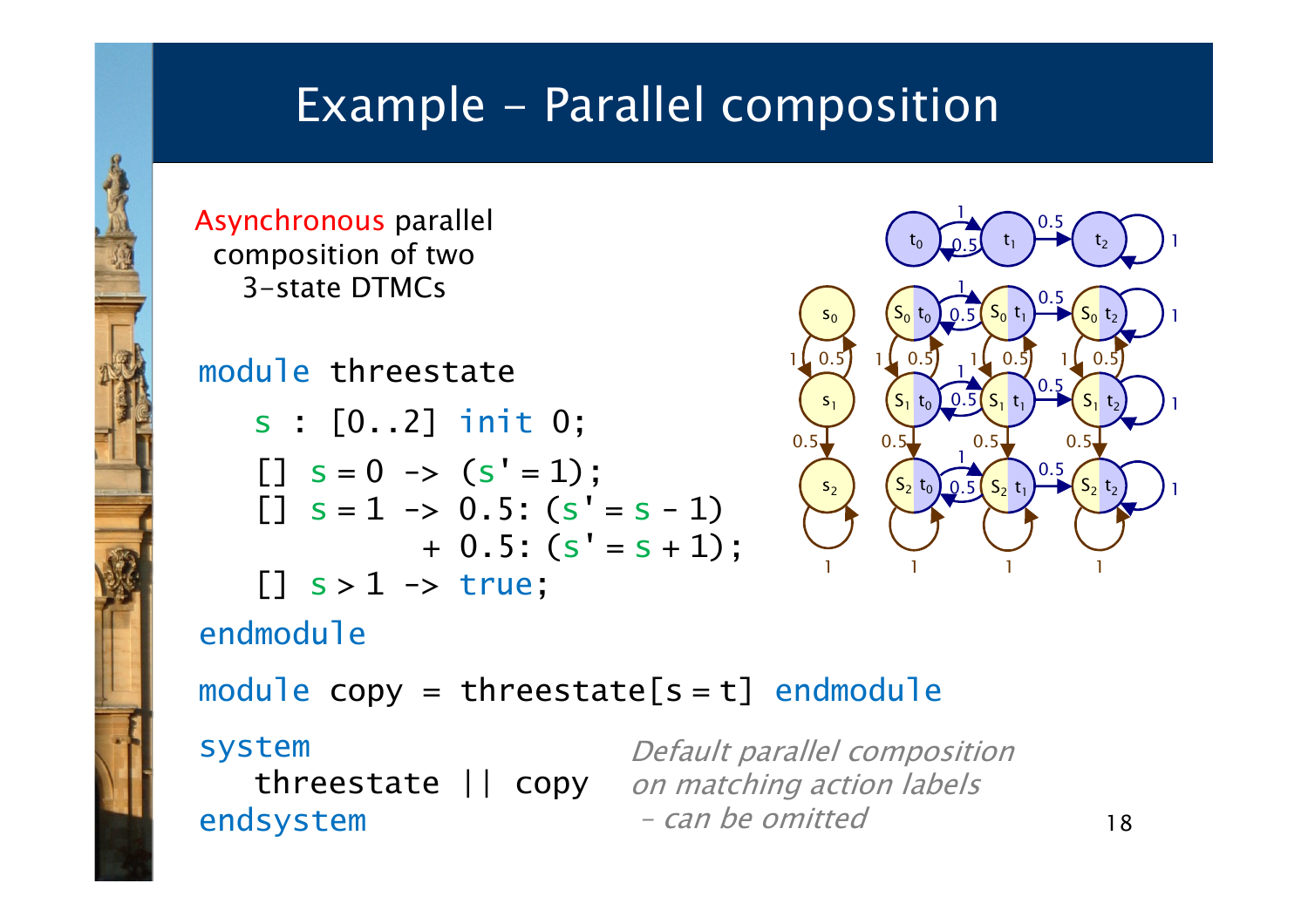# Example - Parallel composition

Asynchronous parallel composition of two 3-state DTMCs

```
module threestate
   s : [0..2] init 0;
   [] s=0 -> (s'=1);
   [] s=1 -> 0.5: (s'=s-1)
           + 0.5: (s'=s+1);
   [] s>1 -> true;
endmodule

module copy = threestate[s=t] endmodule

system
   threestate || copy
endsystem
```

*Default parallel composition on matching action labels – can be omitted*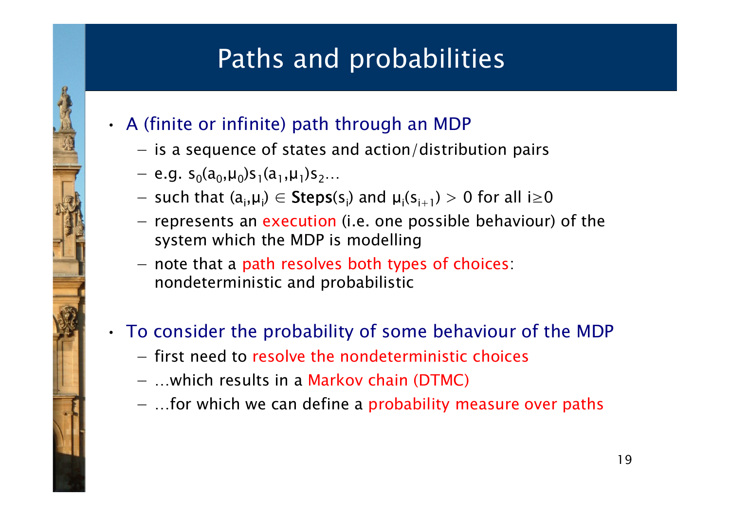# Paths and probabilities

- A (finite or infinite) path through an MDP
  - is a sequence of states and action/distribution pairs
  - e.g. $s_0(a_0,\mu_0)s_1(a_1,\mu_1)s_2\ldots$
  - such that $(a_i,\mu_i) \in \textbf{Steps}(s_i)$ and $\mu_i(s_{i+1}) > 0$ for all $i \geq 0$
  - represents an execution (i.e. one possible behaviour) of the system which the MDP is modelling
  - note that a path resolves both types of choices: nondeterministic and probabilistic

- To consider the probability of some behaviour of the MDP
  - first need to resolve the nondeterministic choices
  - …which results in a Markov chain (DTMC)
  - …for which we can define a probability measure over paths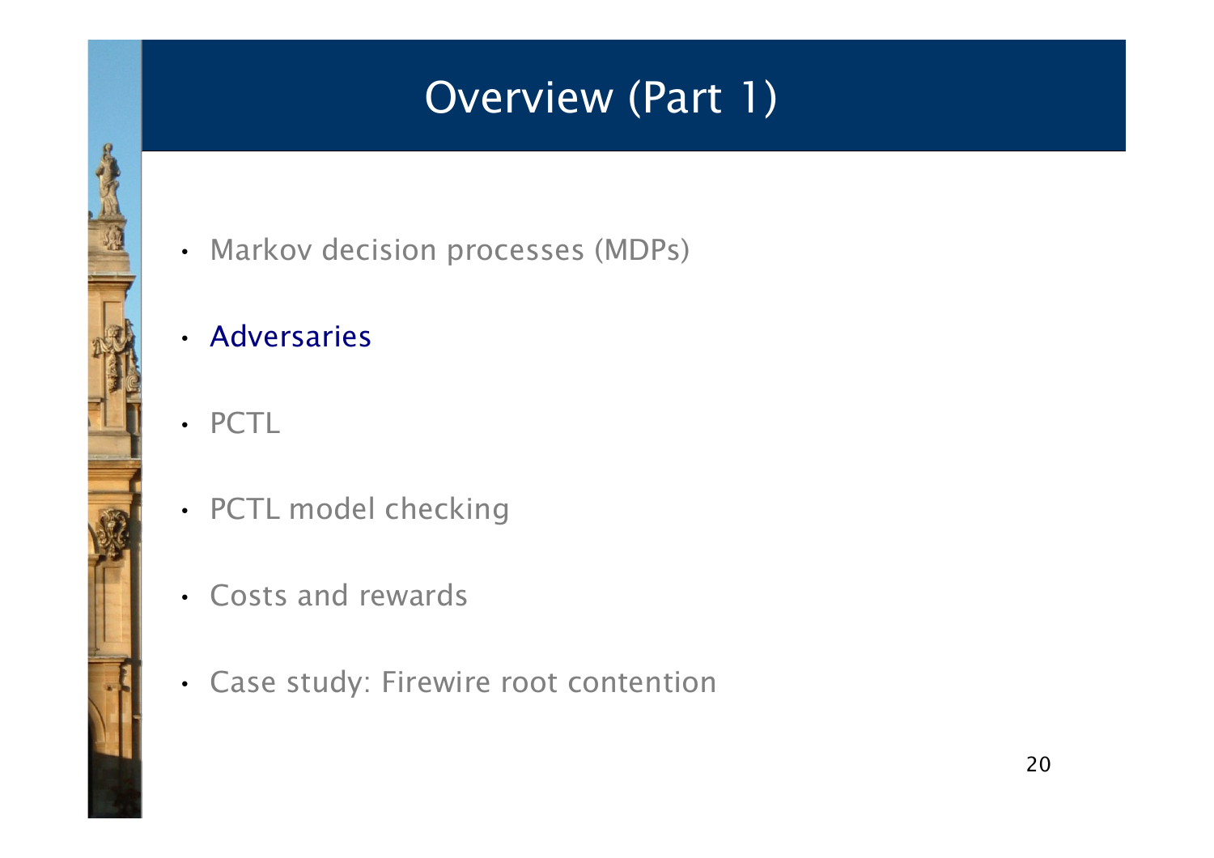# Overview (Part 1)

- Markov decision processes (MDPs)
- Adversaries
- PCTL
- PCTL model checking
- Costs and rewards
- Case study: Firewire root contention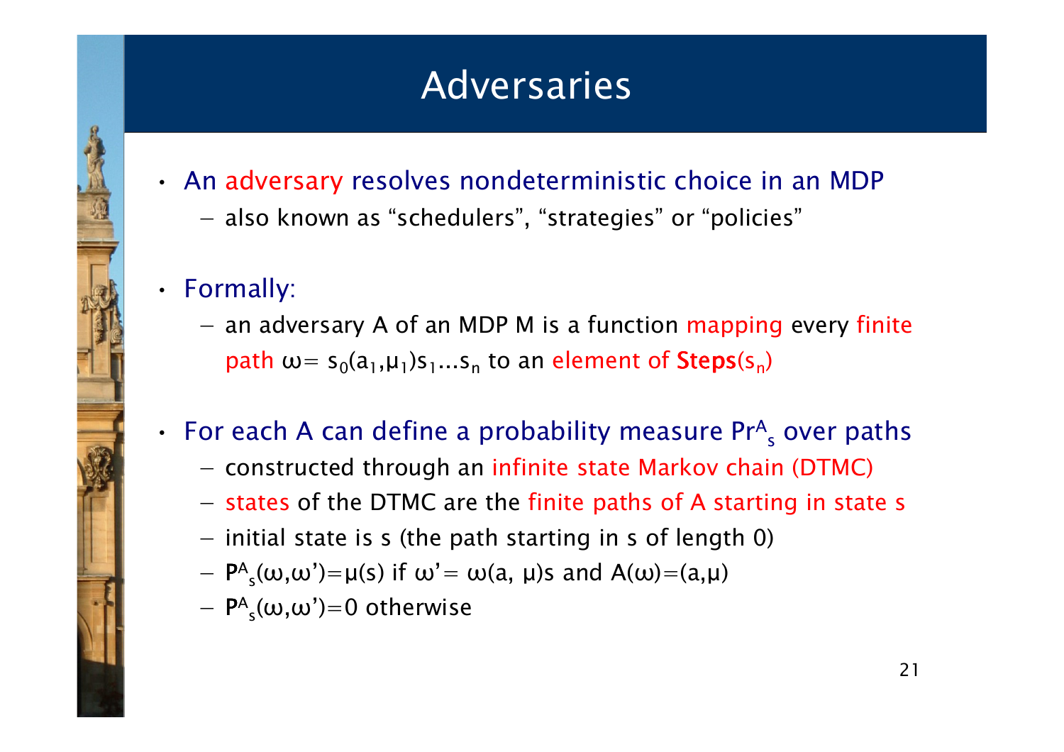# Adversaries

- An adversary resolves nondeterministic choice in an MDP
  - also known as "schedulers", "strategies" or "policies"

- Formally:
  - an adversary A of an MDP M is a function mapping every finite path $\omega = s_0(a_1,\mu_1)s_1 \ldots s_n$ to an element of **Steps**$(s_n)$

- For each A can define a probability measure $Pr^A_s$ over paths
  - constructed through an infinite state Markov chain (DTMC)
  - states of the DTMC are the finite paths of A starting in state s
  - initial state is s (the path starting in s of length 0)
  - $\mathbf{P}^A_s(\omega,\omega') = \mu(s)$ if $\omega' = \omega(a, \mu)s$ and $A(\omega) = (a,\mu)$
  - $\mathbf{P}^A_s(\omega,\omega') = 0$ otherwise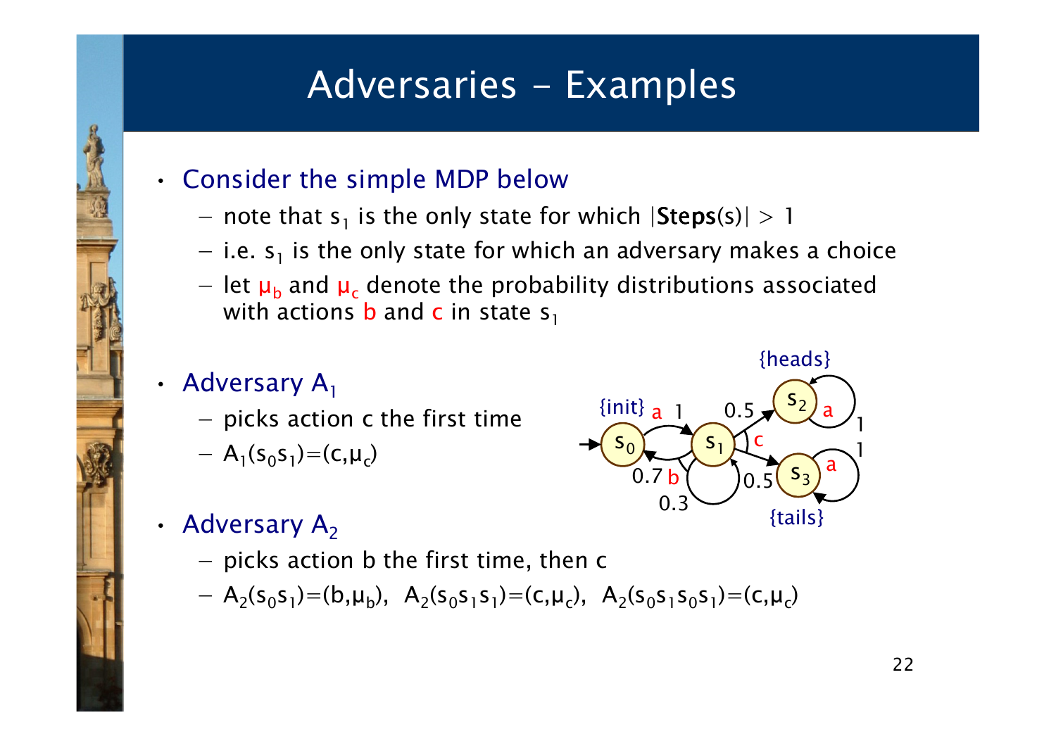# Adversaries – Examples

- Consider the simple MDP below
  - note that $s_1$ is the only state for which $|\mathbf{Steps}(s)| > 1$
  - i.e. $s_1$ is the only state for which an adversary makes a choice
  - let $\mu_b$ and $\mu_c$ denote the probability distributions associated with actions b and c in state $s_1$

- Adversary $A_1$
  - picks action c the first time
  - $A_1(s_0 s_1)=(c,\mu_c)$

- Adversary $A_2$
  - picks action b the first time, then c
  - $A_2(s_0 s_1)=(b,\mu_b)$, $A_2(s_0 s_1 s_1)=(c,\mu_c)$, $A_2(s_0 s_1 s_0 s_1)=(c,\mu_c)$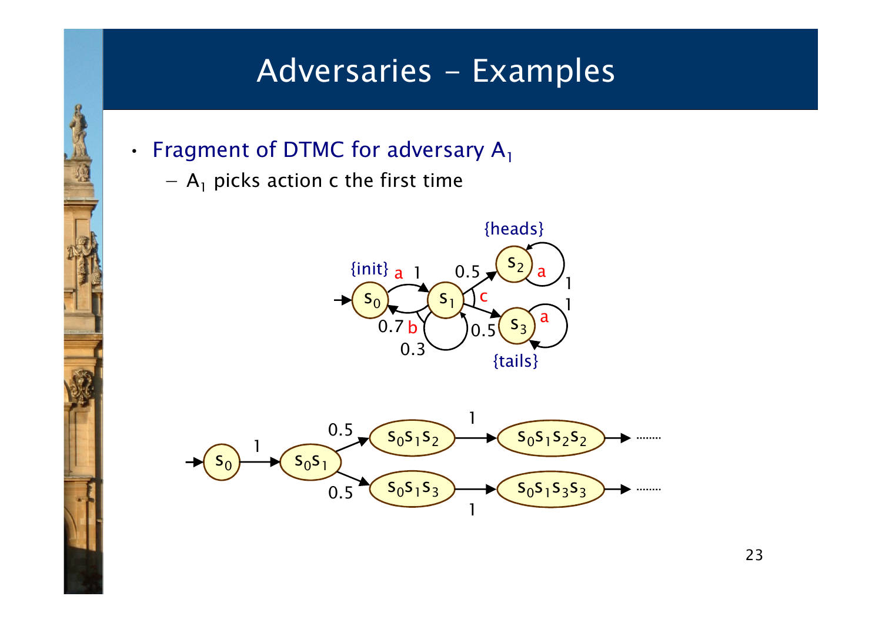# Adversaries - Examples

- Fragment of DTMC for adversary $A_1$
  - $A_1$ picks action c the first time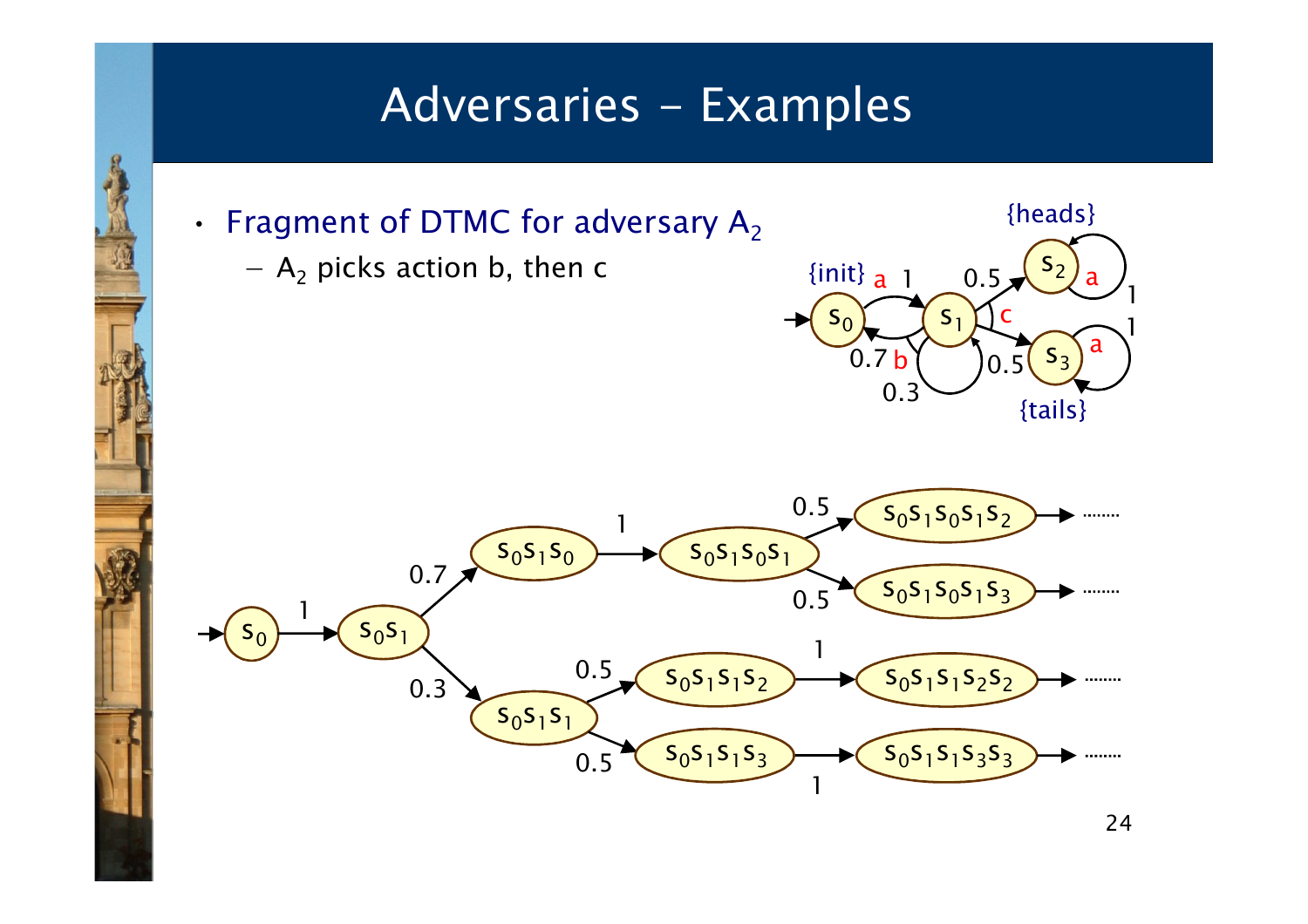# Adversaries – Examples

- Fragment of DTMC for adversary $A_2$
  - $A_2$ picks action b, then c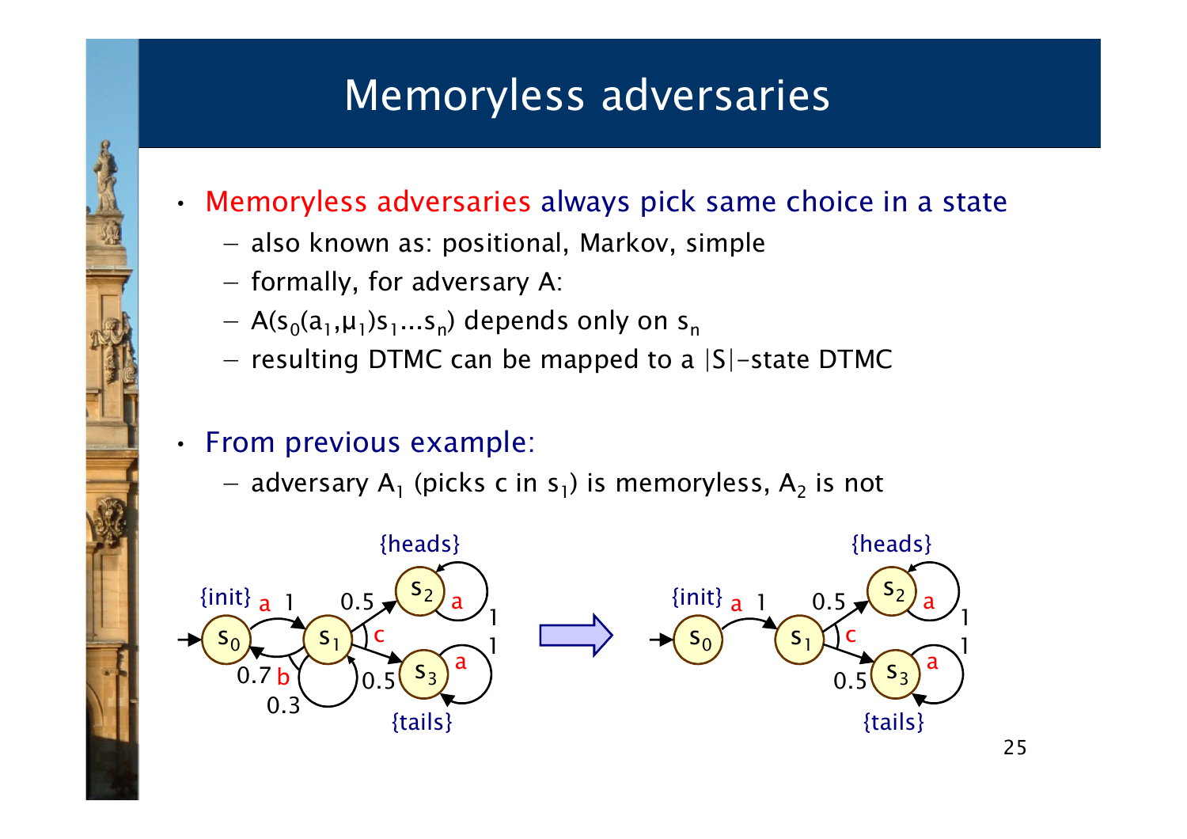# Memoryless adversaries

- Memoryless adversaries always pick same choice in a state
  - also known as: positional, Markov, simple
  - formally, for adversary A:
  - $A(s_0(a_1,\mu_1)s_1 \ldots s_n)$ depends only on $s_n$
  - resulting DTMC can be mapped to a |S|-state DTMC

- From previous example:
  - adversary $A_1$ (picks c in $s_1$) is memoryless, $A_2$ is not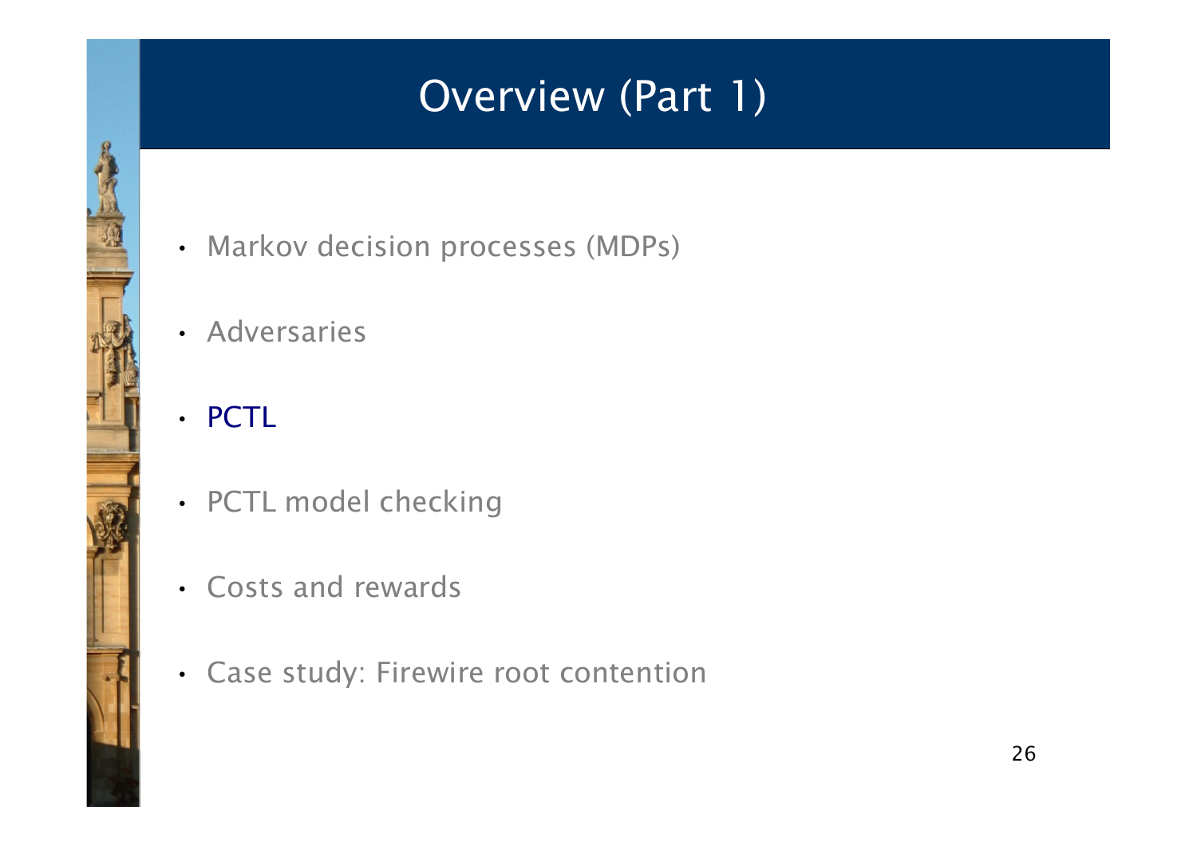# Overview (Part 1)

- Markov decision processes (MDPs)
- Adversaries
- PCTL
- PCTL model checking
- Costs and rewards
- Case study: Firewire root contention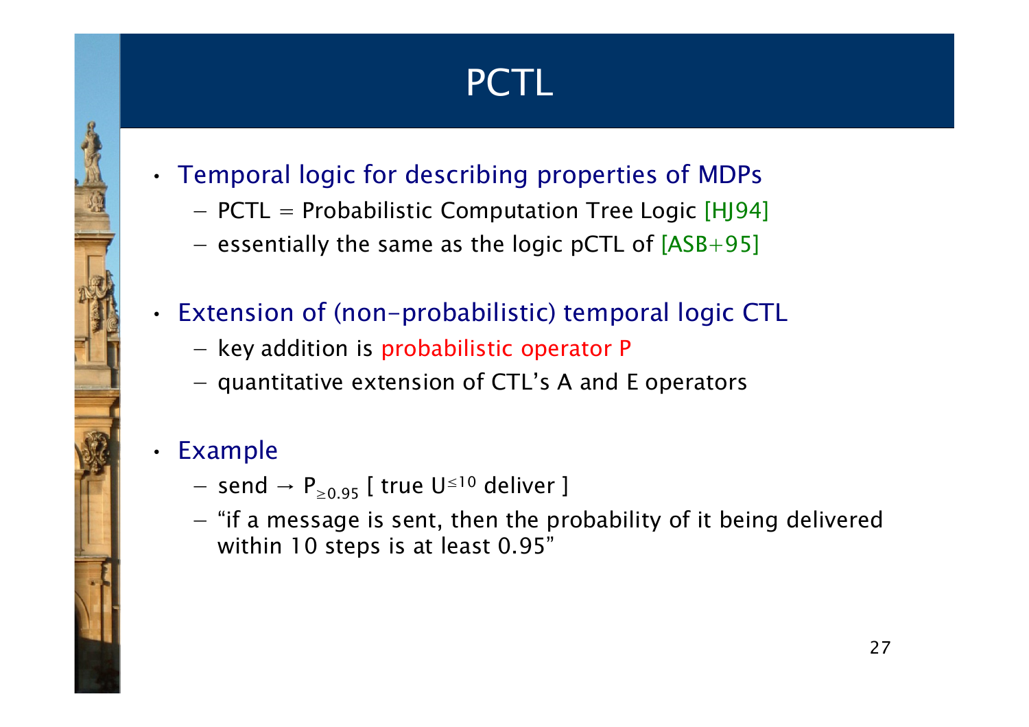# PCTL

- Temporal logic for describing properties of MDPs
  - PCTL = Probabilistic Computation Tree Logic [HJ94]
  - essentially the same as the logic pCTL of [ASB+95]

- Extension of (non-probabilistic) temporal logic CTL
  - key addition is probabilistic operator P
  - quantitative extension of CTL's A and E operators

- Example
  - send $\rightarrow P_{\geq 0.95}$ [ true $U^{\leq 10}$ deliver ]
  - "if a message is sent, then the probability of it being delivered within 10 steps is at least 0.95"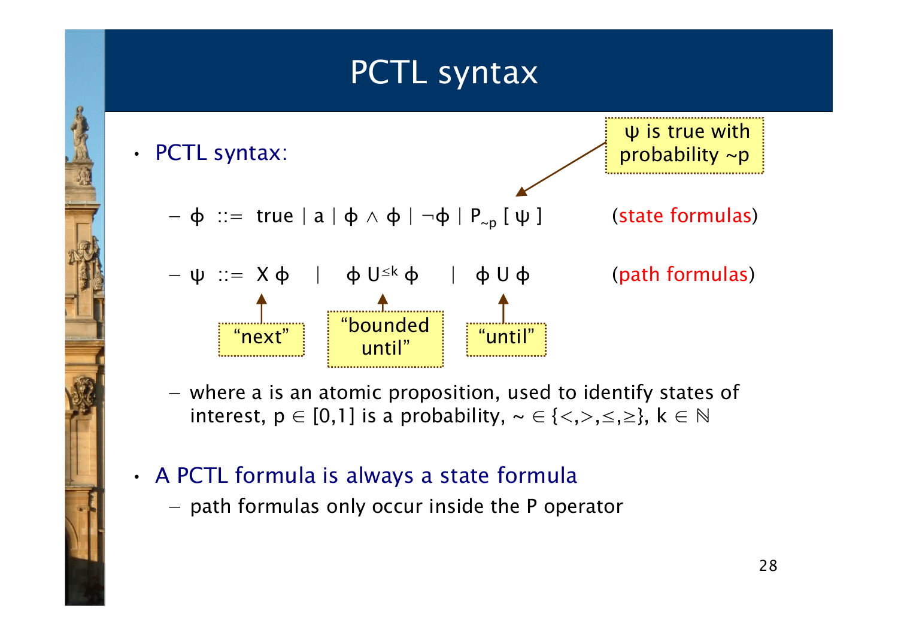# PCTL syntax

- PCTL syntax:
  - $\phi ::= \text{true} \mid a \mid \phi \wedge \phi \mid \neg\phi \mid P_{\sim p} [\psi]$ (state formulas)
  - $\psi ::= X\,\phi \quad \mid \quad \phi\, U^{\leq k}\, \phi \quad \mid \quad \phi\, U\, \phi$ (path formulas)

  $P_{\sim p} [\psi]$: ψ is true with probability ~p

  $X\,\phi$: "next"

  $\phi\, U^{\leq k}\, \phi$: "bounded until"

  $\phi\, U\, \phi$: "until"

  - where a is an atomic proposition, used to identify states of interest, $p \in [0,1]$ is a probability, $\sim \in \{<,>,\leq,\geq\}$, $k \in \mathbb{N}$

- A PCTL formula is always a state formula
  - path formulas only occur inside the P operator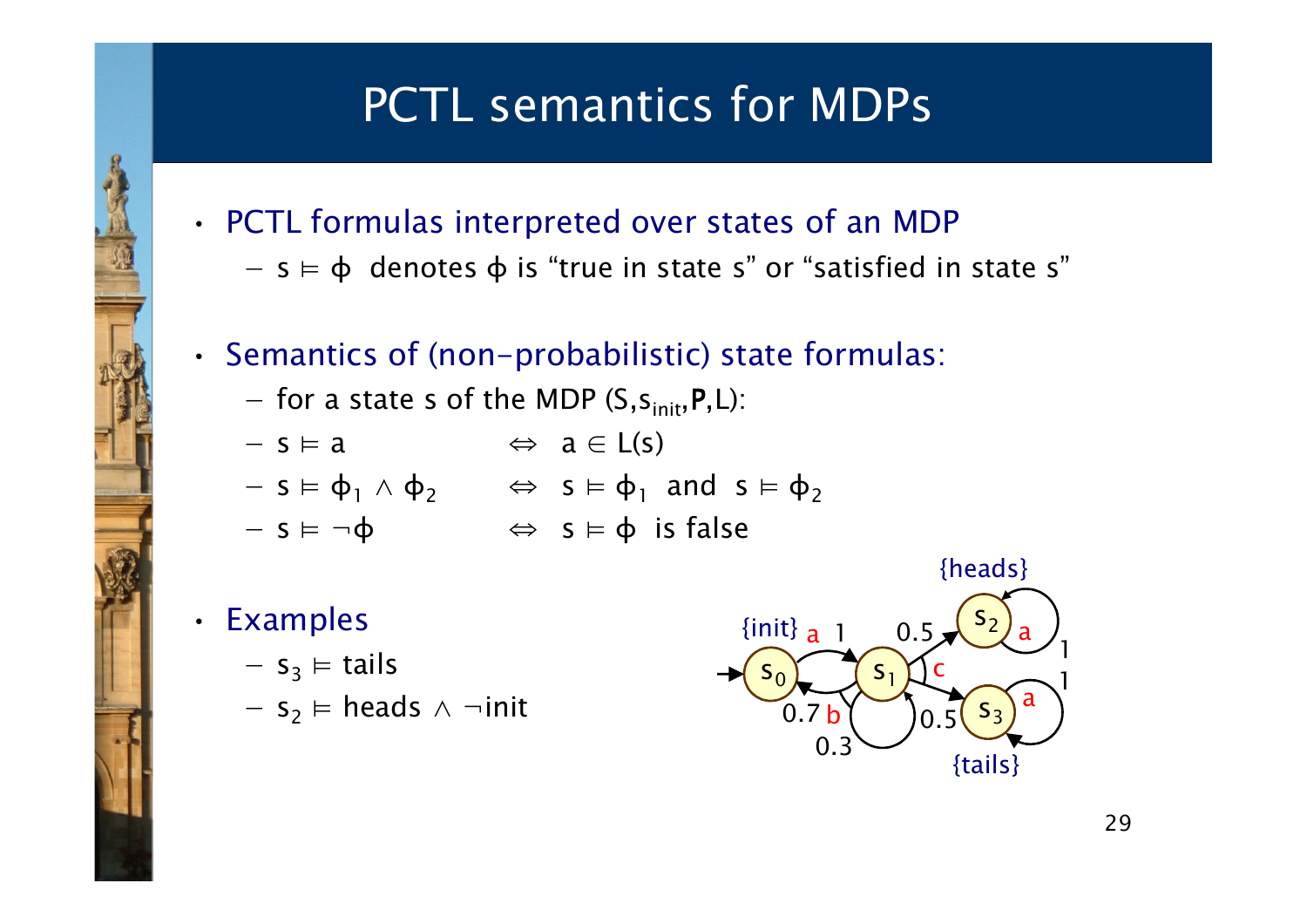# PCTL semantics for MDPs

- PCTL formulas interpreted over states of an MDP
  - $s \vDash \phi$ denotes $\phi$ is "true in state s" or "satisfied in state s"

- Semantics of (non-probabilistic) state formulas:
  - for a state s of the MDP $(S, s_{init}, \mathbf{P}, L)$:
  - $s \vDash a \quad \Leftrightarrow \quad a \in L(s)$
  - $s \vDash \phi_1 \wedge \phi_2 \quad \Leftrightarrow \quad s \vDash \phi_1$ and $s \vDash \phi_2$
  - $s \vDash \neg\phi \quad \Leftrightarrow \quad s \vDash \phi$ is false

- Examples
  - $s_3 \vDash$ tails
  - $s_2 \vDash$ heads $\wedge$ ¬init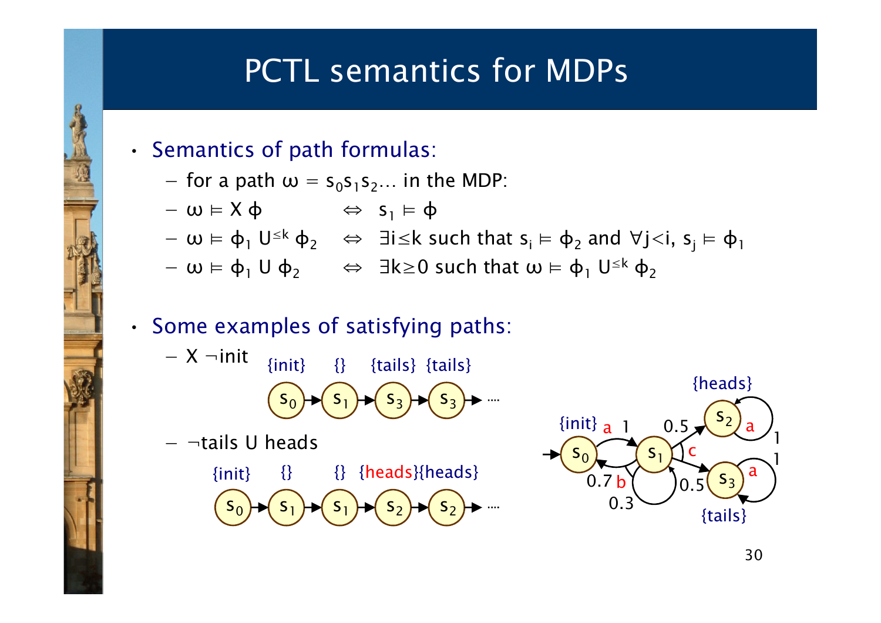# PCTL semantics for MDPs

- Semantics of path formulas:
  - for a path $\omega = s_0 s_1 s_2 \ldots$ in the MDP:
  - $\omega \vDash X\ \phi \quad \Leftrightarrow \quad s_1 \vDash \phi$
  - $\omega \vDash \phi_1\ U^{\leq k}\ \phi_2 \quad \Leftrightarrow \quad \exists i \leq k$ such that $s_i \vDash \phi_2$ and $\forall j < i,\ s_j \vDash \phi_1$
  - $\omega \vDash \phi_1\ U\ \phi_2 \quad \Leftrightarrow \quad \exists k \geq 0$ such that $\omega \vDash \phi_1\ U^{\leq k}\ \phi_2$

- Some examples of satisfying paths:
  - $X\ \neg init$

    {init} $s_0$ → {} $s_1$ → {tails} $s_3$ → {tails} $s_3$ → ....

  - $\neg tails\ U\ heads$

    {init} $s_0$ → {} $s_1$ → {} $s_1$ → {heads} $s_2$ → {heads} $s_2$ → ....

MDP: $s_0$ {init} —a, 1→ $s_1$; $s_1$ —b: 0.7→ $s_0$, 0.3→ $s_1$; $s_1$ —c: 0.5→ $s_2$ {heads}, 0.5→ $s_3$ {tails}; $s_2$ —a, 1→ $s_2$; $s_3$ —a, 1→ $s_3$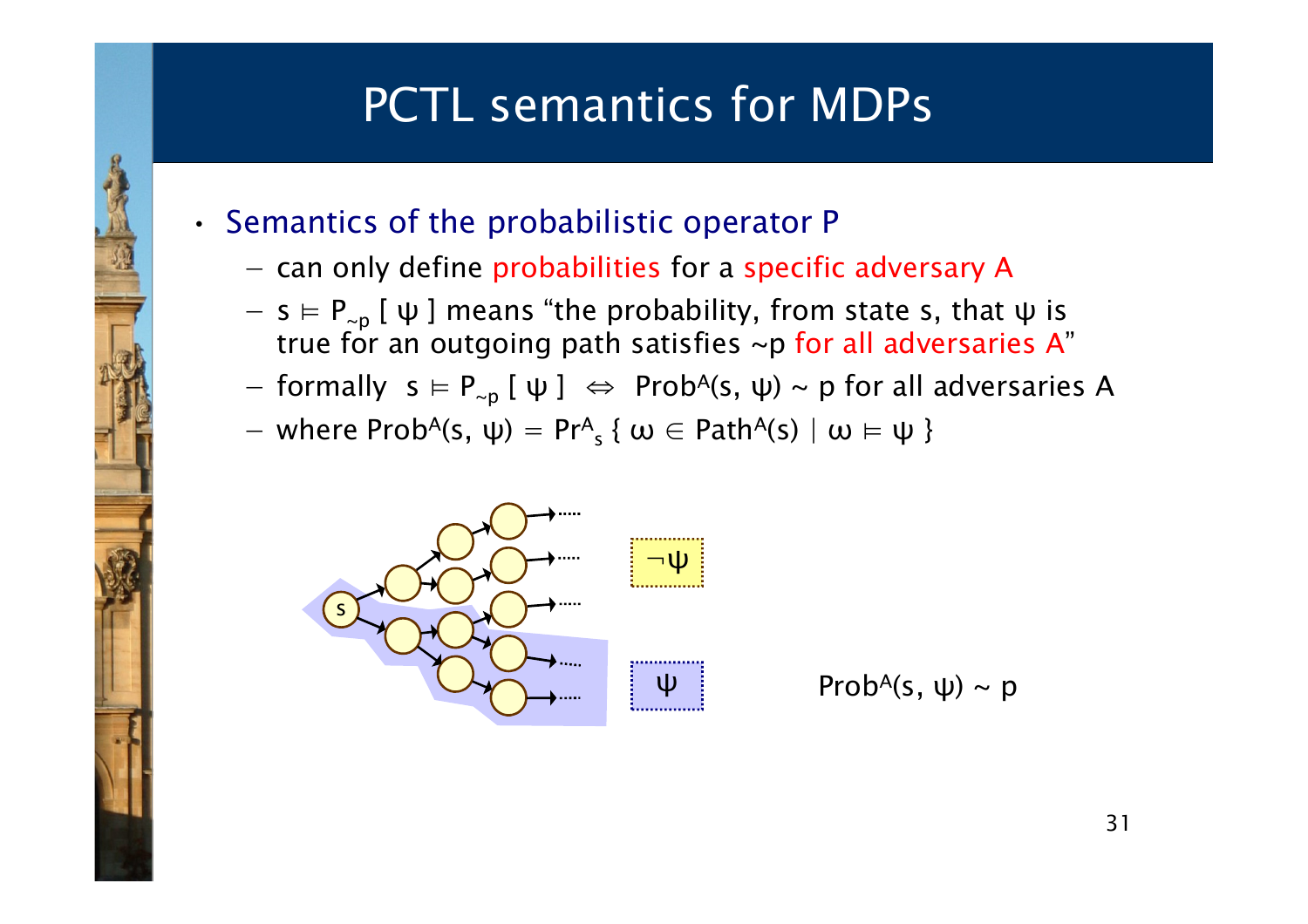# PCTL semantics for MDPs

- Semantics of the probabilistic operator P
  - can only define probabilities for a specific adversary A
  - $s \models P_{\sim p} [\, \psi \,]$ means "the probability, from state s, that ψ is true for an outgoing path satisfies ~p for all adversaries A"
  - formally $s \models P_{\sim p} [\, \psi \,] \;\Leftrightarrow\; Prob^A(s, \psi) \sim p$ for all adversaries A
  - where $Prob^A(s, \psi) = Pr^A_s \{\, \omega \in Path^A(s) \mid \omega \models \psi \,\}$

¬ψ

ψ

$Prob^A(s, \psi) \sim p$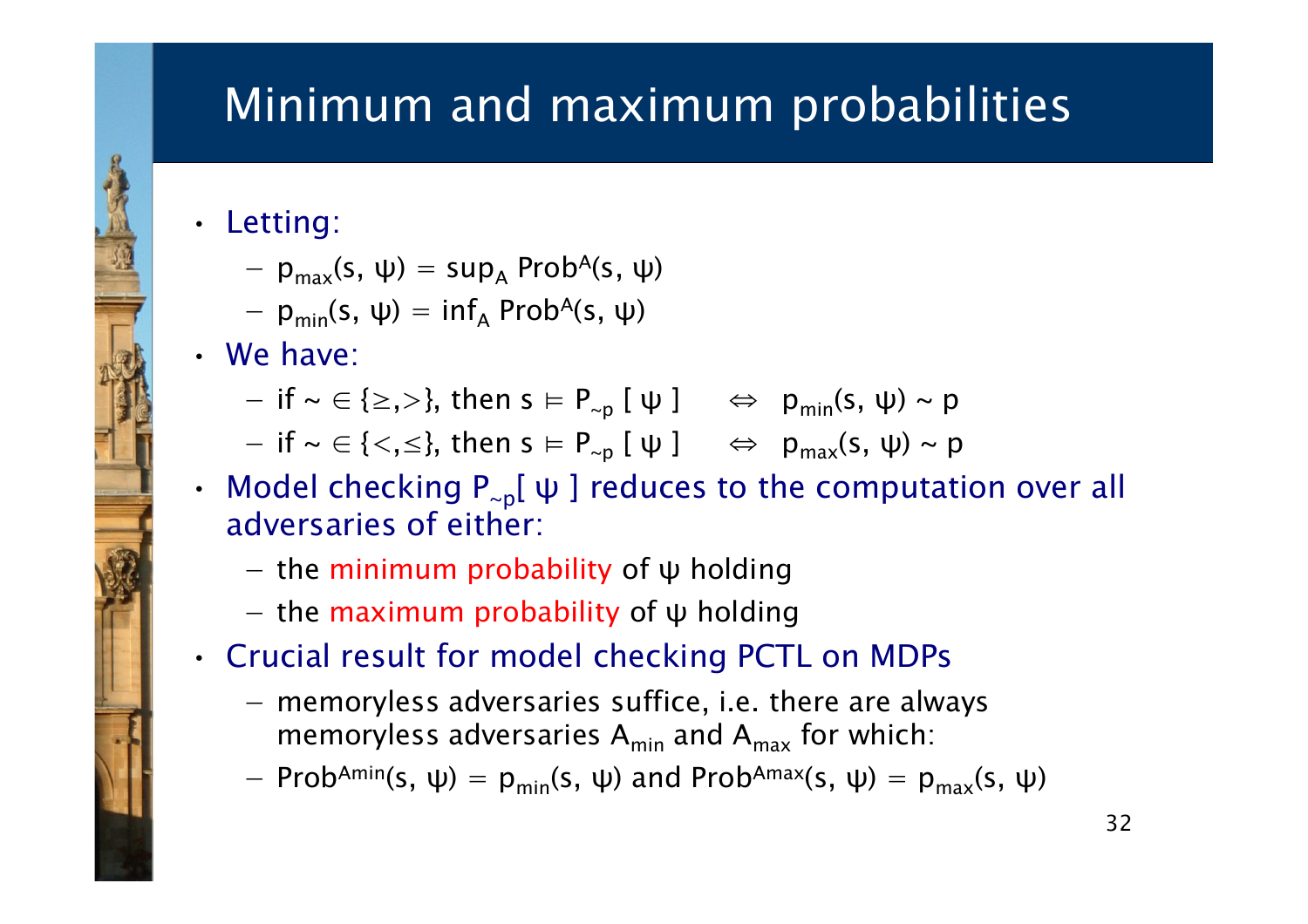# Minimum and maximum probabilities

- Letting:
  - $p_{max}(s, \psi) = \sup_A \text{Prob}^A(s, \psi)$
  - $p_{min}(s, \psi) = \inf_A \text{Prob}^A(s, \psi)$
- We have:
  - if $\sim \in \{\geq,>\}$, then $s \vDash P_{\sim p} [\ \psi\ ] \quad \Leftrightarrow \quad p_{min}(s, \psi) \sim p$
  - if $\sim \in \{<,\leq\}$, then $s \vDash P_{\sim p} [\ \psi\ ] \quad \Leftrightarrow \quad p_{max}(s, \psi) \sim p$
- Model checking $P_{\sim p}[\ \psi\ ]$ reduces to the computation over all adversaries of either:
  - the minimum probability of $\psi$ holding
  - the maximum probability of $\psi$ holding
- Crucial result for model checking PCTL on MDPs
  - memoryless adversaries suffice, i.e. there are always memoryless adversaries $A_{min}$ and $A_{max}$ for which:
  - $\text{Prob}^{Amin}(s, \psi) = p_{min}(s, \psi)$ and $\text{Prob}^{Amax}(s, \psi) = p_{max}(s, \psi)$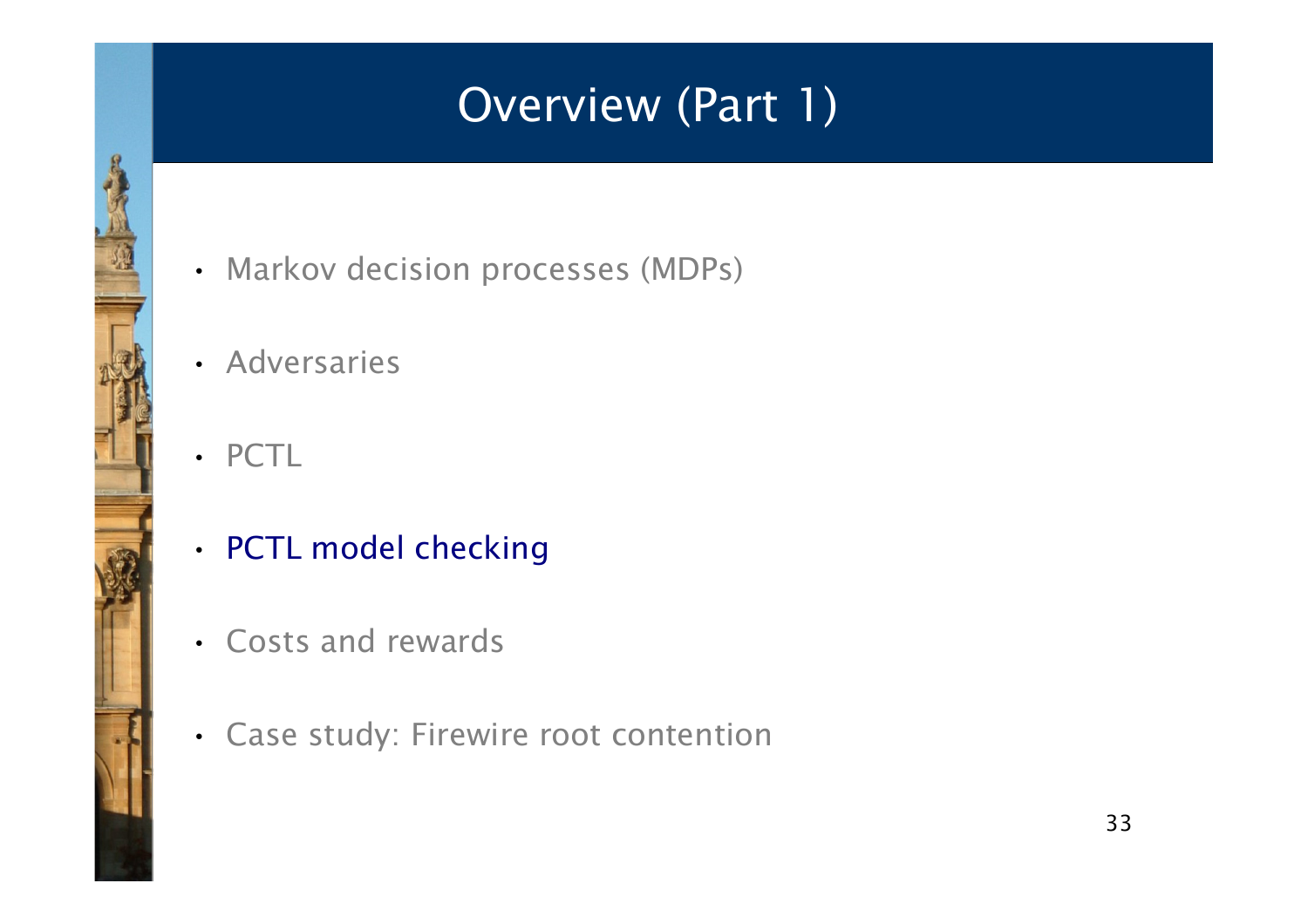# Overview (Part 1)

- Markov decision processes (MDPs)
- Adversaries
- PCTL
- PCTL model checking
- Costs and rewards
- Case study: Firewire root contention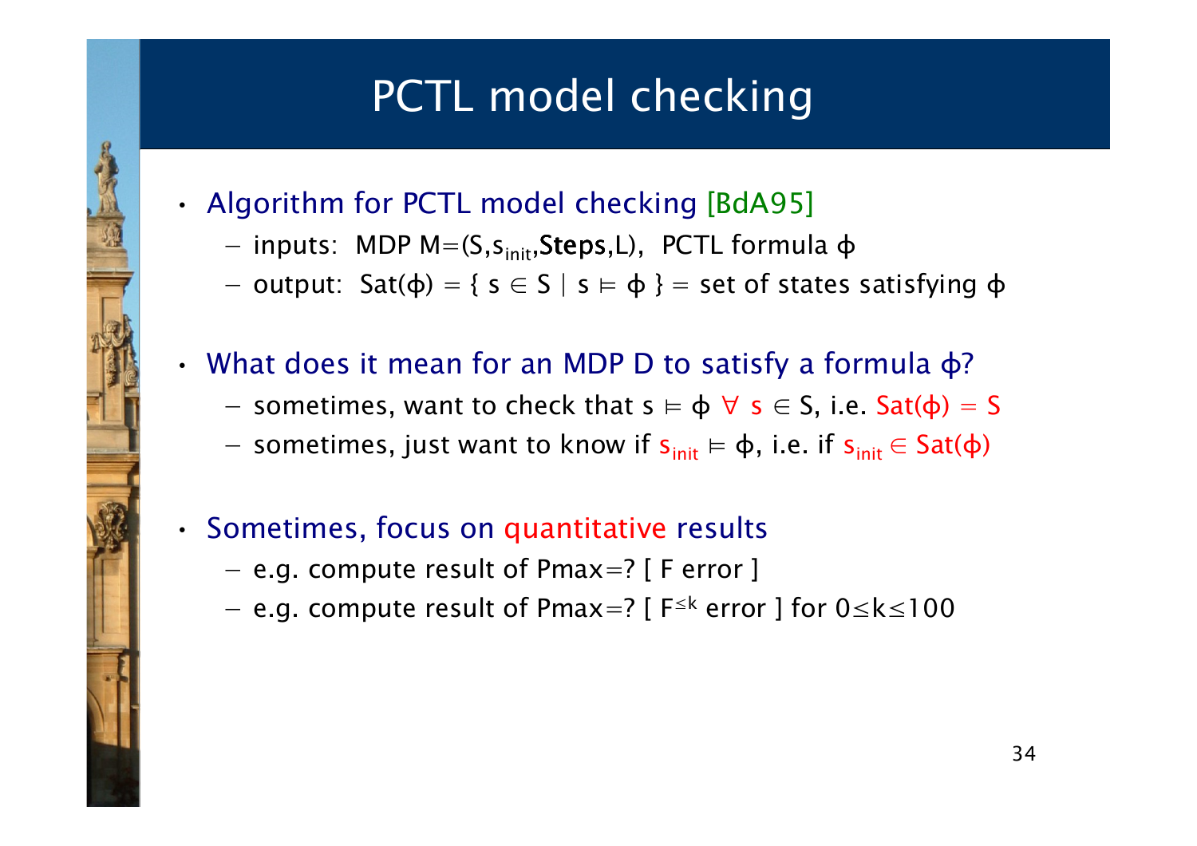# PCTL model checking

- Algorithm for PCTL model checking [BdA95]
  - inputs: MDP $M=(S,s_{init},\mathbf{Steps},L)$, PCTL formula $\phi$
  - output: $Sat(\phi) = \{ s \in S \mid s \vDash \phi \}$ = set of states satisfying $\phi$

- What does it mean for an MDP D to satisfy a formula $\phi$?
  - sometimes, want to check that $s \vDash \phi \ \forall \ s \in S$, i.e. $Sat(\phi) = S$
  - sometimes, just want to know if $s_{init} \vDash \phi$, i.e. if $s_{init} \in Sat(\phi)$

- Sometimes, focus on quantitative results
  - e.g. compute result of Pmax=? [ F error ]
  - e.g. compute result of Pmax=? [ $F^{\leq k}$ error ] for $0 \leq k \leq 100$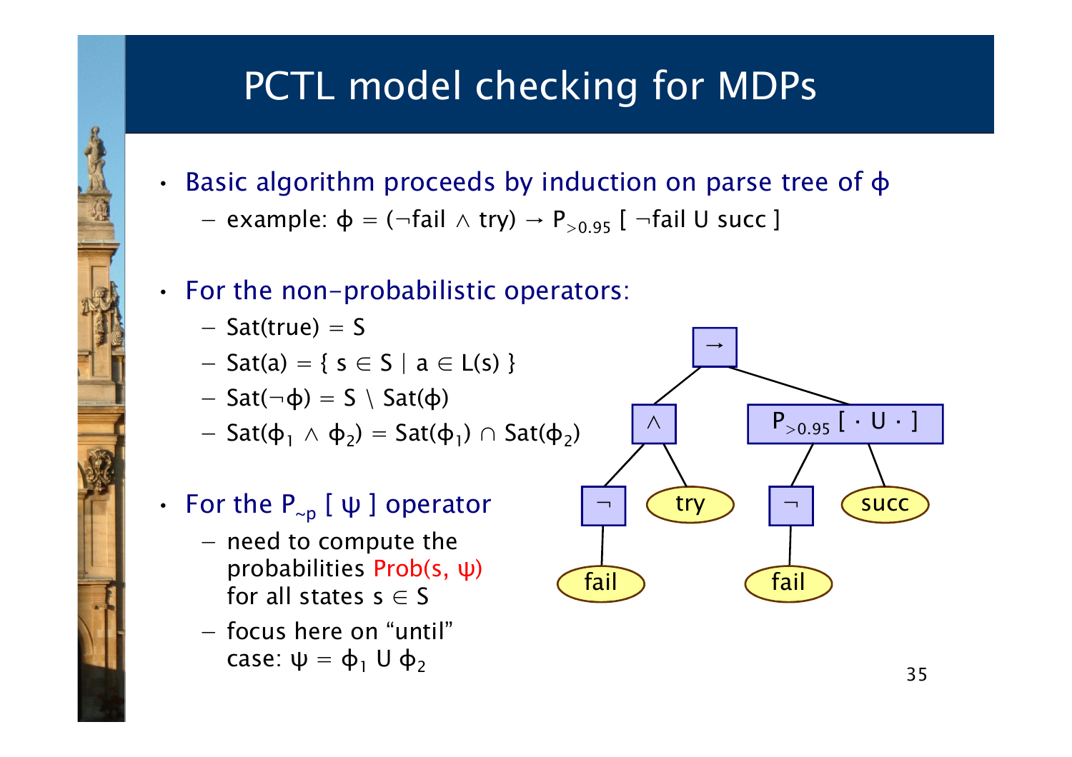# PCTL model checking for MDPs

- Basic algorithm proceeds by induction on parse tree of $\phi$
  - example: $\phi = (\neg\text{fail} \wedge \text{try}) \rightarrow P_{>0.95}$ [ $\neg\text{fail}$ U succ ]
- For the non-probabilistic operators:
  - $\text{Sat}(\text{true}) = S$
  - $\text{Sat}(a) = \{ s \in S \mid a \in L(s) \}$
  - $\text{Sat}(\neg\phi) = S \setminus \text{Sat}(\phi)$
  - $\text{Sat}(\phi_1 \wedge \phi_2) = \text{Sat}(\phi_1) \cap \text{Sat}(\phi_2)$
- For the $P_{\sim p}$ [ $\psi$ ] operator
  - need to compute the probabilities $\text{Prob}(s, \psi)$ for all states $s \in S$
  - focus here on "until" case: $\psi = \phi_1 \text{ U } \phi_2$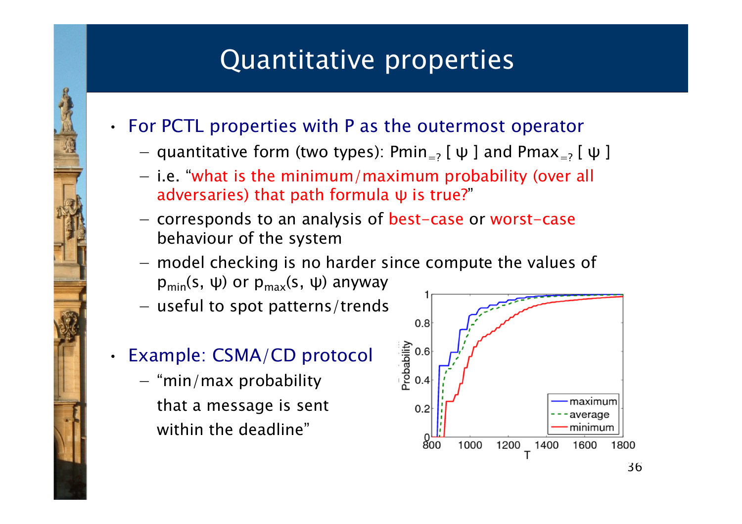# Quantitative properties

- For PCTL properties with P as the outermost operator
  - quantitative form (two types): $\text{Pmin}_{=?}$ [ ψ ] and $\text{Pmax}_{=?}$ [ ψ ]
  - i.e. "what is the minimum/maximum probability (over all adversaries) that path formula ψ is true?"
  - corresponds to an analysis of best-case or worst-case behaviour of the system
  - model checking is no harder since compute the values of $p_{min}(s, \psi)$ or $p_{max}(s, \psi)$ anyway
  - useful to spot patterns/trends
- Example: CSMA/CD protocol
  - "min/max probability that a message is sent within the deadline"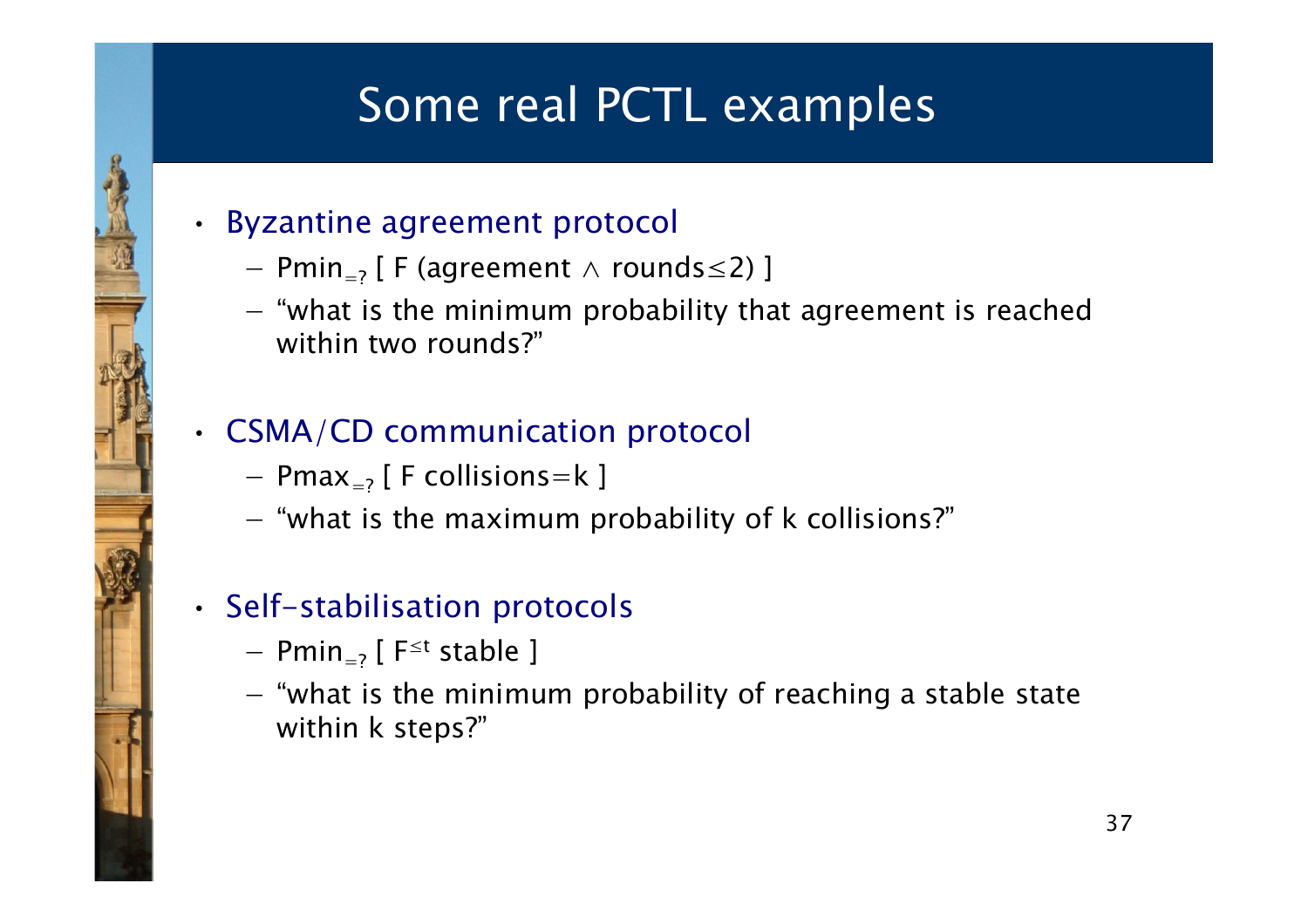# Some real PCTL examples

- Byzantine agreement protocol
  - $\text{Pmin}_{=?}$ [ F (agreement $\wedge$ rounds$\leq$2) ]
  - "what is the minimum probability that agreement is reached within two rounds?"

- CSMA/CD communication protocol
  - $\text{Pmax}_{=?}$ [ F collisions=k ]
  - "what is the maximum probability of k collisions?"

- Self-stabilisation protocols
  - $\text{Pmin}_{=?}$ [ $F^{\leq t}$ stable ]
  - "what is the minimum probability of reaching a stable state within k steps?"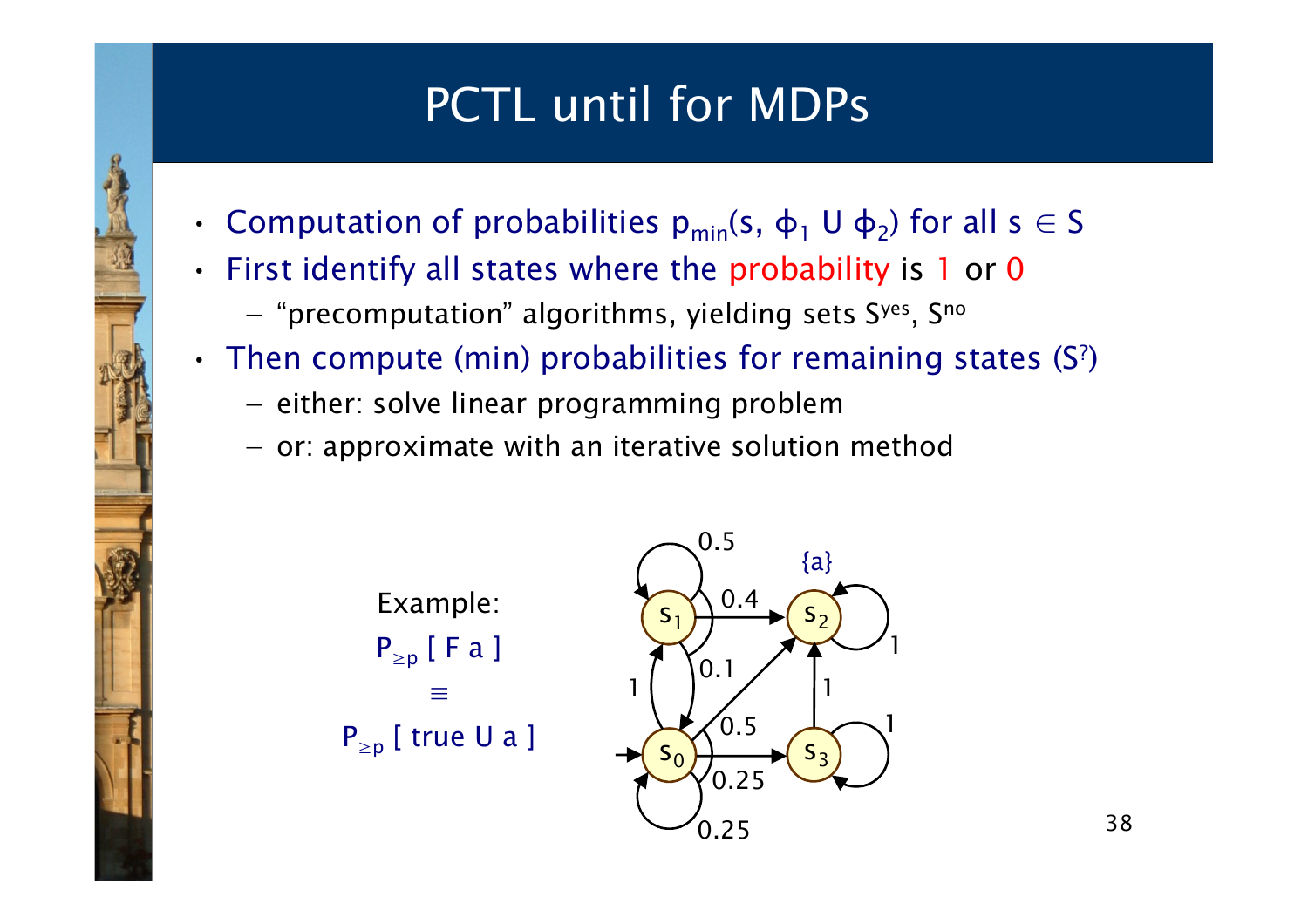# PCTL until for MDPs

- Computation of probabilities $p_{min}(s, \phi_1 \text{ U } \phi_2)$ for all $s \in S$
- First identify all states where the probability is 1 or 0
  - "precomputation" algorithms, yielding sets $S^{yes}$, $S^{no}$
- Then compute (min) probabilities for remaining states ($S^?$)
  - either: solve linear programming problem
  - or: approximate with an iterative solution method

Example:

$P_{\geq p}$ [ F a ]

$\equiv$

$P_{\geq p}$ [ true U a ]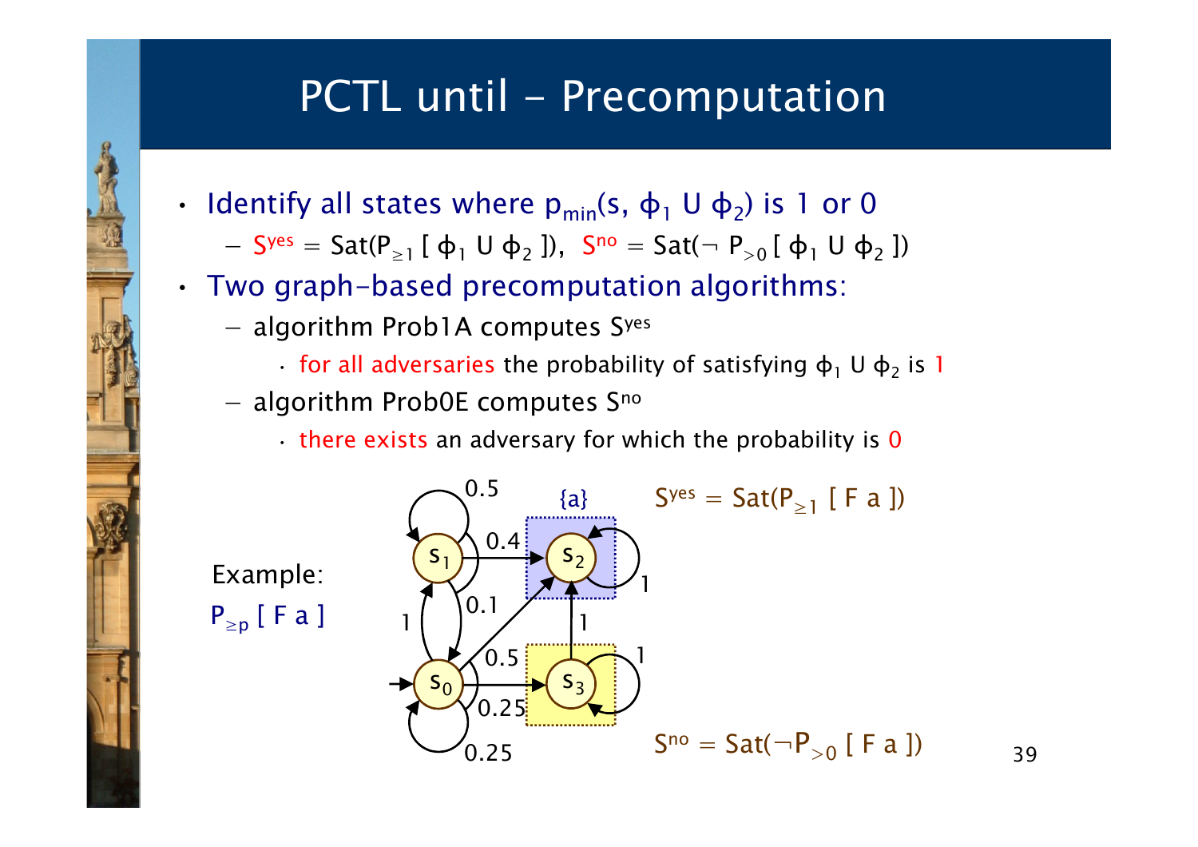# PCTL until - Precomputation

- Identify all states where $p_{min}(s, \phi_1 \text{ U } \phi_2)$ is 1 or 0
  - $S^{yes} = \text{Sat}(P_{\geq 1} [\ \phi_1 \text{ U } \phi_2\ ])$, $S^{no} = \text{Sat}(\neg\ P_{>0} [\ \phi_1 \text{ U } \phi_2\ ])$
- Two graph-based precomputation algorithms:
  - algorithm Prob1A computes $S^{yes}$
    - for all adversaries the probability of satisfying $\phi_1 \text{ U } \phi_2$ is 1
  - algorithm Prob0E computes $S^{no}$
    - there exists an adversary for which the probability is 0

Example:
$P_{\geq p} [\ F\ a\ ]$

$S^{yes} = \text{Sat}(P_{\geq 1} [\ F\ a\ ])$

$S^{no} = \text{Sat}(\neg P_{>0} [\ F\ a\ ])$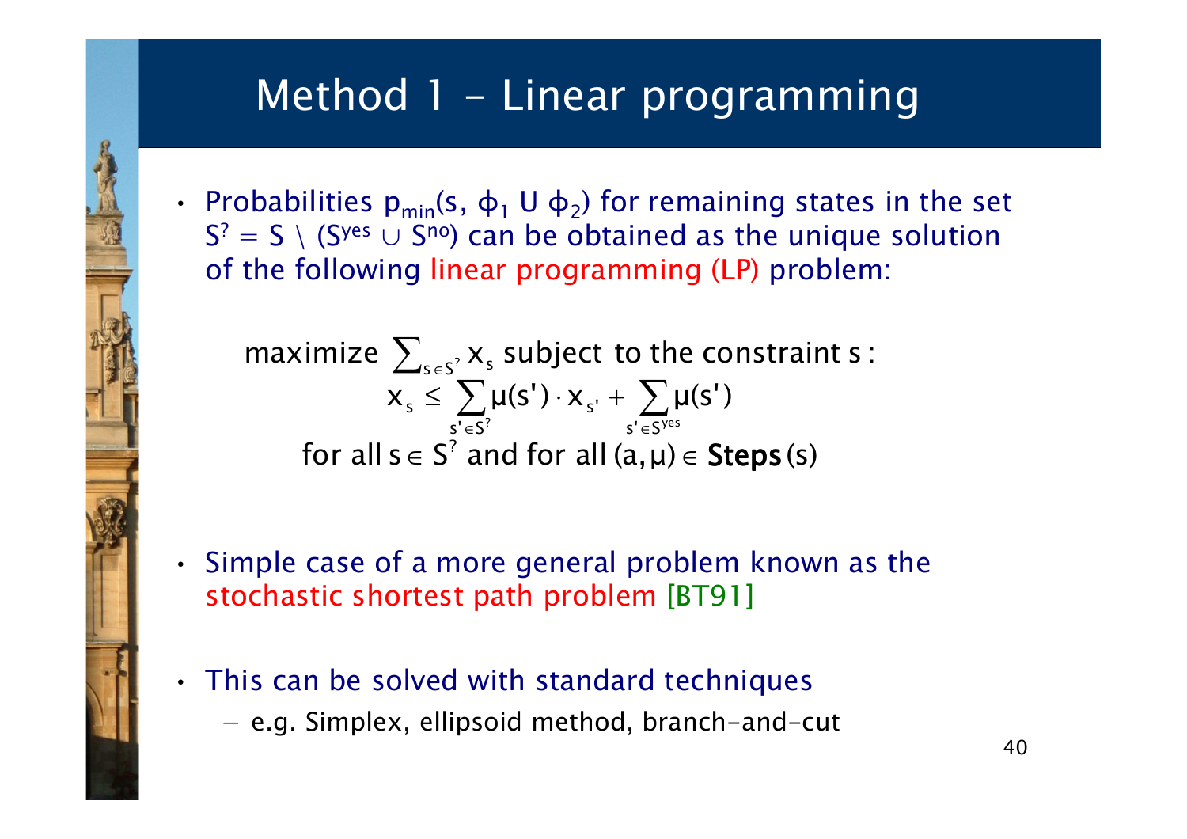# Method 1 – Linear programming

- Probabilities $p_{min}(s, \phi_1 \text{ U } \phi_2)$ for remaining states in the set $S^? = S \setminus (S^{yes} \cup S^{no})$ can be obtained as the unique solution of the following linear programming (LP) problem:

$$
\text{maximize } \sum_{s \in S^?} x_s \text{ subject to the constraints:}
$$

$$
x_s \leq \sum_{s' \in S^?} \mu(s') \cdot x_{s'} + \sum_{s' \in S^{yes}} \mu(s')
$$

$$
\text{for all } s \in S^? \text{ and for all } (a, \mu) \in \textbf{Steps}(s)
$$

- Simple case of a more general problem known as the stochastic shortest path problem [BT91]

- This can be solved with standard techniques
  - e.g. Simplex, ellipsoid method, branch-and-cut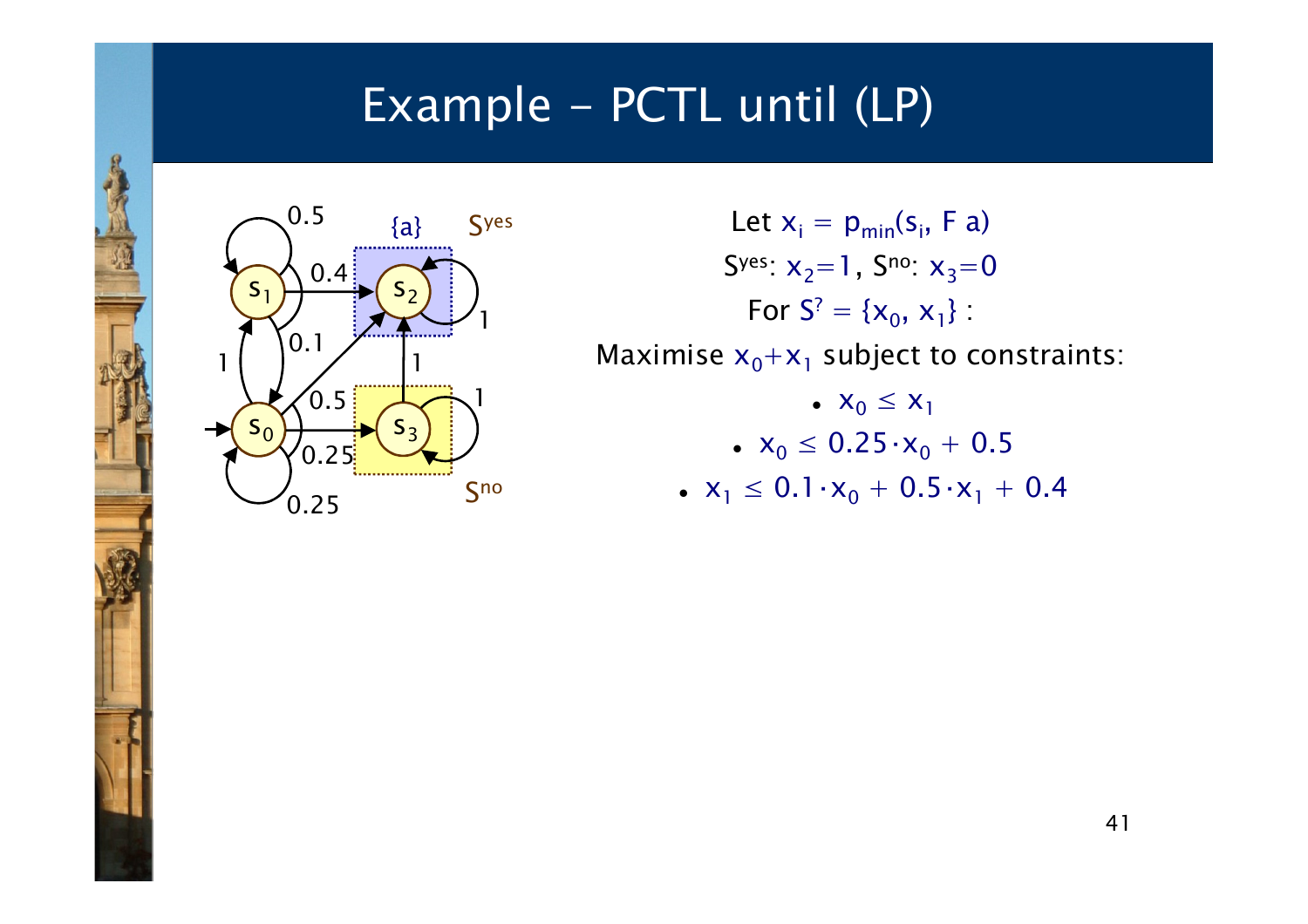# Example - PCTL until (LP)

Let $x_i = p_{min}(s_i, F\ a)$

$S^{yes}$: $x_2=1$, $S^{no}$: $x_3=0$

For $S^? = \{x_0, x_1\}$ :

Maximise $x_0+x_1$ subject to constraints:

- $x_0 \leq x_1$
- $x_0 \leq 0.25 \cdot x_0 + 0.5$
- $x_1 \leq 0.1 \cdot x_0 + 0.5 \cdot x_1 + 0.4$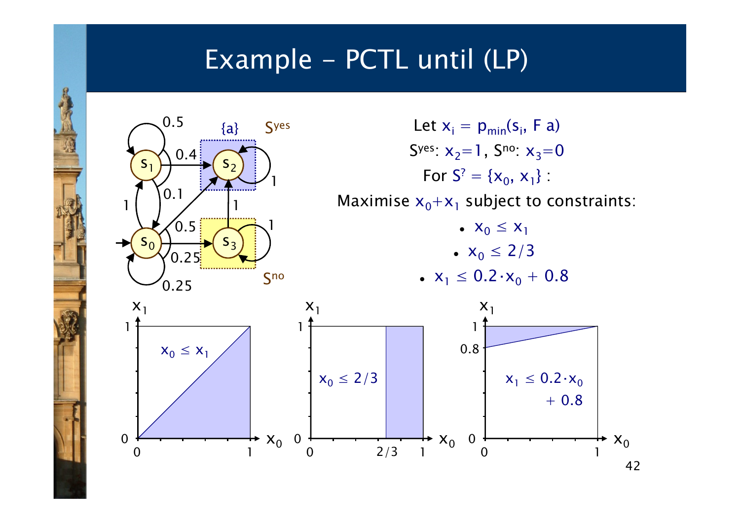# Example - PCTL until (LP)

Let $x_i = p_{min}(s_i, F\ a)$

$S^{yes}$: $x_2 = 1$, $S^{no}$: $x_3 = 0$

For $S^? = \{x_0, x_1\}$ :

Maximise $x_0 + x_1$ subject to constraints:

- $x_0 \leq x_1$
- $x_0 \leq 2/3$
- $x_1 \leq 0.2 \cdot x_0 + 0.8$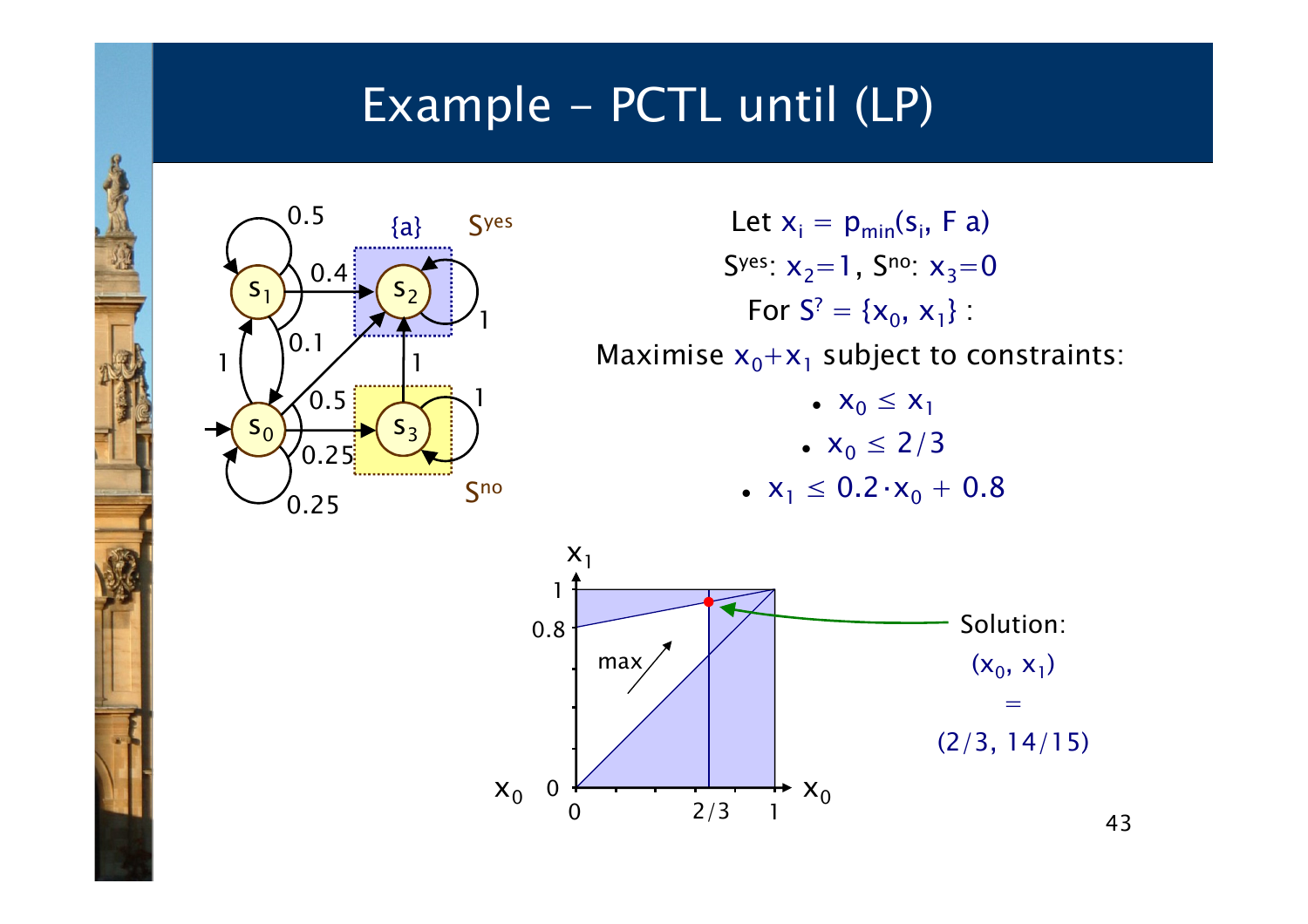# Example – PCTL until (LP)

Let $x_i = p_{min}(s_i, F\ a)$

$S^{yes}$: $x_2=1$, $S^{no}$: $x_3=0$

For $S^? = \{x_0, x_1\}$ :

Maximise $x_0+x_1$ subject to constraints:

- $x_0 \leq x_1$
- $x_0 \leq 2/3$
- $x_1 \leq 0.2 \cdot x_0 + 0.8$

Solution:

$(x_0, x_1)$

$=$

$(2/3, 14/15)$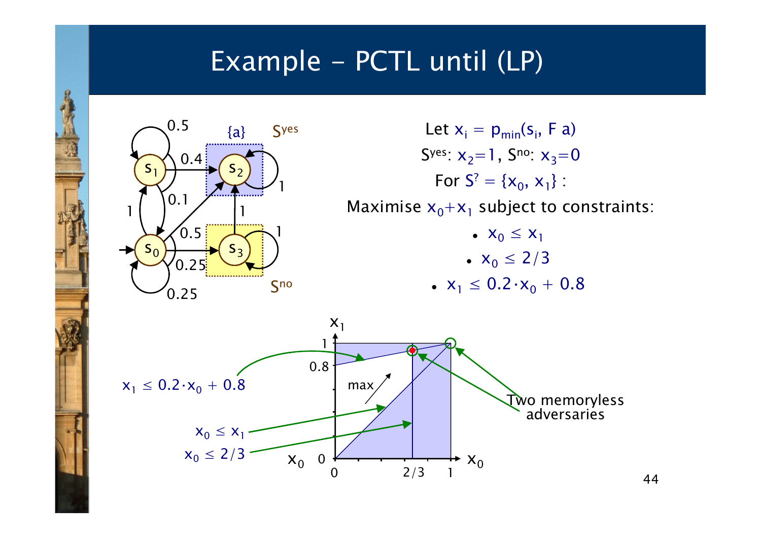# Example – PCTL until (LP)

Let $x_i = p_{min}(s_i, F\ a)$

$S^{yes}$: $x_2=1$, $S^{no}$: $x_3=0$

For $S^? = \{x_0, x_1\}$ :

Maximise $x_0+x_1$ subject to constraints:

- $x_0 \leq x_1$
- $x_0 \leq 2/3$
- $x_1 \leq 0.2 \cdot x_0 + 0.8$

$x_1 \leq 0.2 \cdot x_0 + 0.8$

$x_0 \leq x_1$

$x_0 \leq 2/3$

Two memoryless adversaries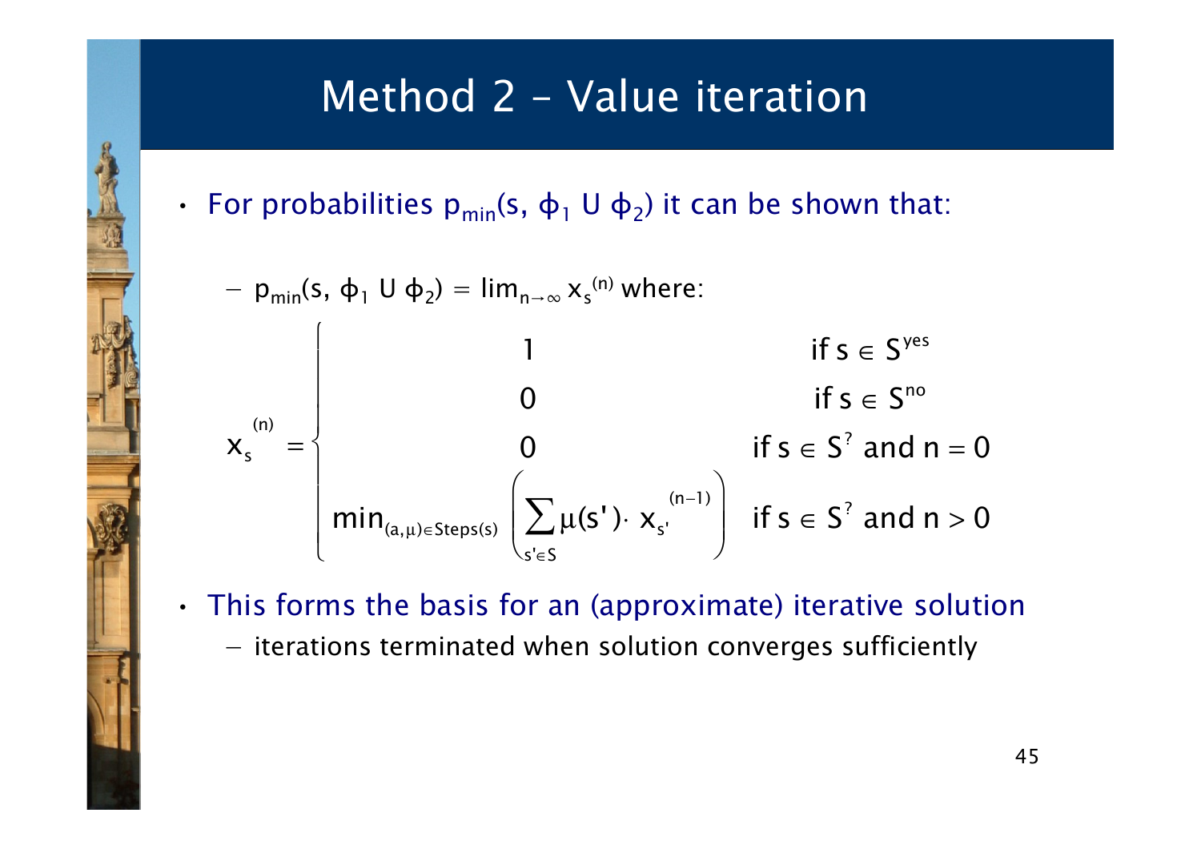# Method 2 – Value iteration

- For probabilities $p_{min}(s, \phi_1 \text{ U } \phi_2)$ it can be shown that:
  - $p_{min}(s, \phi_1 \text{ U } \phi_2) = \lim_{n \to \infty} x_s^{(n)}$ where:

$$
x_s^{(n)} = \begin{cases} 1 & \text{if } s \in S^{yes} \\ 0 & \text{if } s \in S^{no} \\ 0 & \text{if } s \in S^{?} \text{ and } n = 0 \\ \min_{(a,\mu) \in Steps(s)} \left( \sum_{s' \in S} \mu(s') \cdot x_{s'}^{(n-1)} \right) & \text{if } s \in S^{?} \text{ and } n > 0 \end{cases}
$$

- This forms the basis for an (approximate) iterative solution
  - iterations terminated when solution converges sufficiently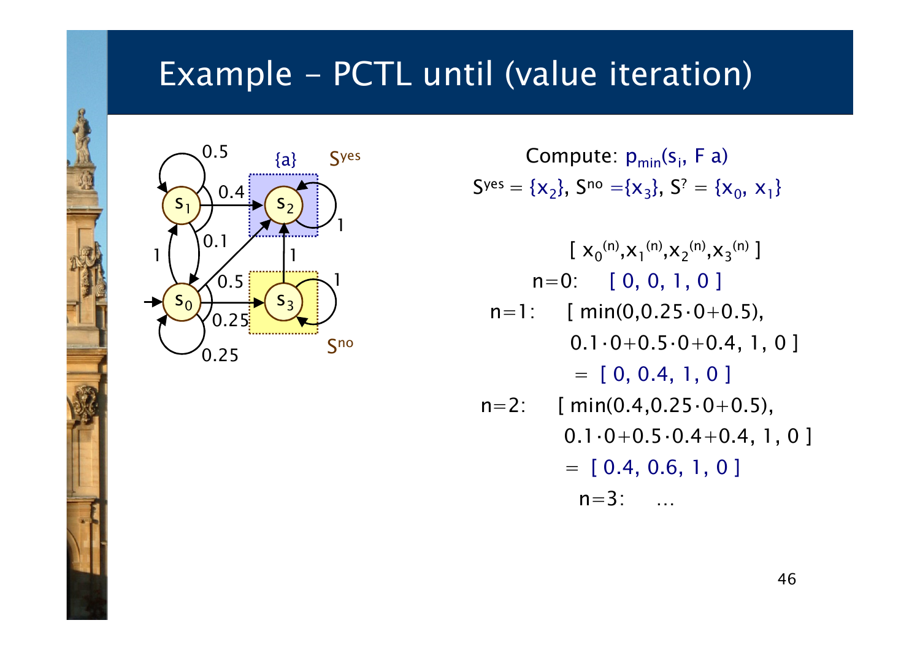# Example – PCTL until (value iteration)

Compute: $p_{min}(s_i, F\ a)$

$S^{yes} = \{x_2\}$, $S^{no} = \{x_3\}$, $S^? = \{x_0, x_1\}$

$[\ x_0^{(n)}, x_1^{(n)}, x_2^{(n)}, x_3^{(n)}\ ]$

n=0: $[\ 0, 0, 1, 0\ ]$

n=1: $[\ \min(0, 0.25 \cdot 0 + 0.5),$
$0.1 \cdot 0 + 0.5 \cdot 0 + 0.4,\ 1,\ 0\ ]$
$= [\ 0, 0.4, 1, 0\ ]$

n=2: $[\ \min(0.4, 0.25 \cdot 0 + 0.5),$
$0.1 \cdot 0 + 0.5 \cdot 0.4 + 0.4,\ 1,\ 0\ ]$
$= [\ 0.4, 0.6, 1, 0\ ]$

n=3: …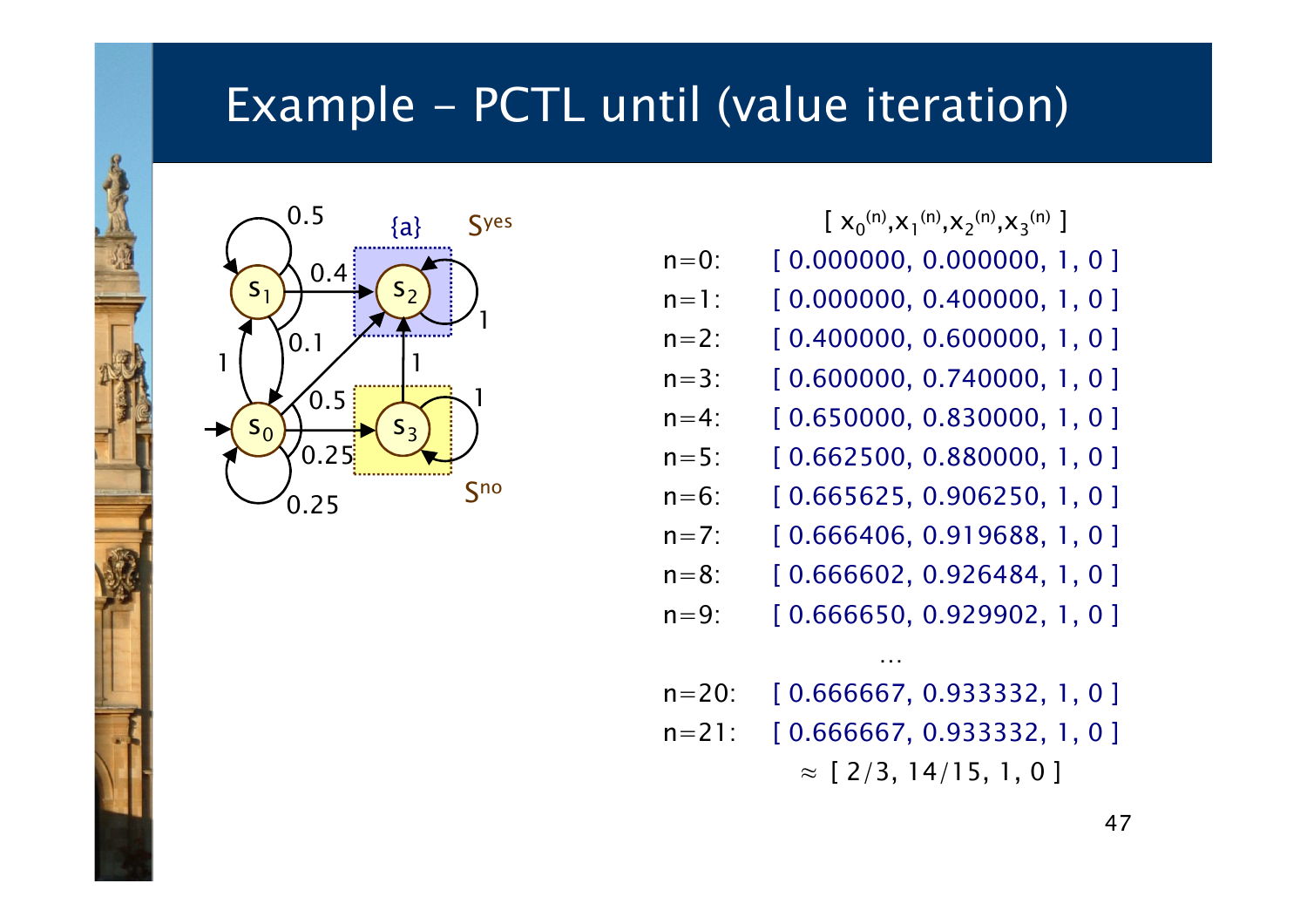# Example – PCTL until (value iteration)

| | $[\,x_0^{(n)}, x_1^{(n)}, x_2^{(n)}, x_3^{(n)}\,]$ |
|---|---|
| n=0: | [ 0.000000, 0.000000, 1, 0 ] |
| n=1: | [ 0.000000, 0.400000, 1, 0 ] |
| n=2: | [ 0.400000, 0.600000, 1, 0 ] |
| n=3: | [ 0.600000, 0.740000, 1, 0 ] |
| n=4: | [ 0.650000, 0.830000, 1, 0 ] |
| n=5: | [ 0.662500, 0.880000, 1, 0 ] |
| n=6: | [ 0.665625, 0.906250, 1, 0 ] |
| n=7: | [ 0.666406, 0.919688, 1, 0 ] |
| n=8: | [ 0.666602, 0.926484, 1, 0 ] |
| n=9: | [ 0.666650, 0.929902, 1, 0 ] |
| | … |
| n=20: | [ 0.666667, 0.933332, 1, 0 ] |
| n=21: | [ 0.666667, 0.933332, 1, 0 ] |
| | $\approx$ [ 2/3, 14/15, 1, 0 ] |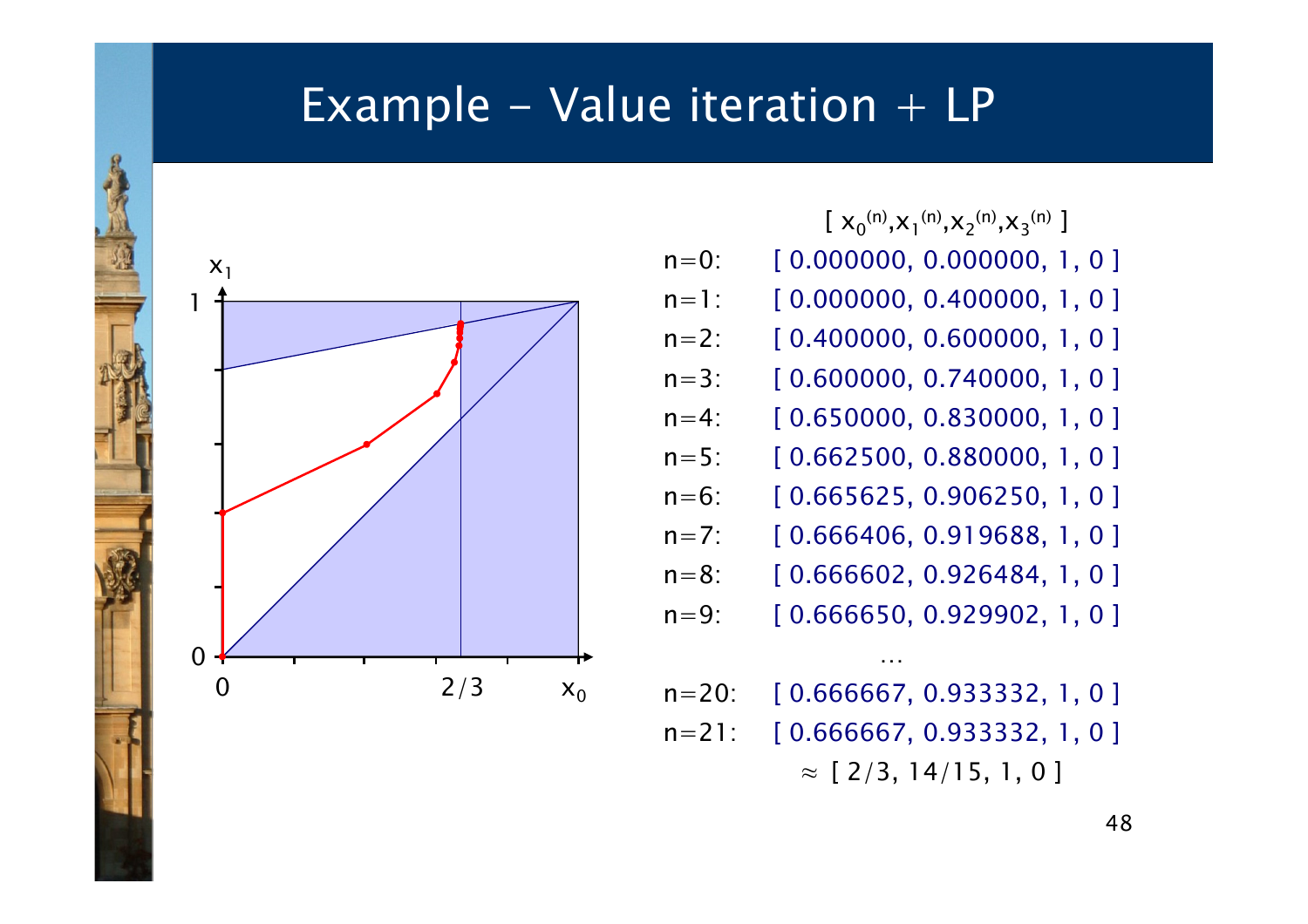# Example - Value iteration + LP

| | $[\ x_0^{(n)}, x_1^{(n)}, x_2^{(n)}, x_3^{(n)}\ ]$ |
|---|---|
| n=0: | [ 0.000000, 0.000000, 1, 0 ] |
| n=1: | [ 0.000000, 0.400000, 1, 0 ] |
| n=2: | [ 0.400000, 0.600000, 1, 0 ] |
| n=3: | [ 0.600000, 0.740000, 1, 0 ] |
| n=4: | [ 0.650000, 0.830000, 1, 0 ] |
| n=5: | [ 0.662500, 0.880000, 1, 0 ] |
| n=6: | [ 0.665625, 0.906250, 1, 0 ] |
| n=7: | [ 0.666406, 0.919688, 1, 0 ] |
| n=8: | [ 0.666602, 0.926484, 1, 0 ] |
| n=9: | [ 0.666650, 0.929902, 1, 0 ] |
| | … |
| n=20: | [ 0.666667, 0.933332, 1, 0 ] |
| n=21: | [ 0.666667, 0.933332, 1, 0 ] |
| | $\approx$ [ 2/3, 14/15, 1, 0 ] |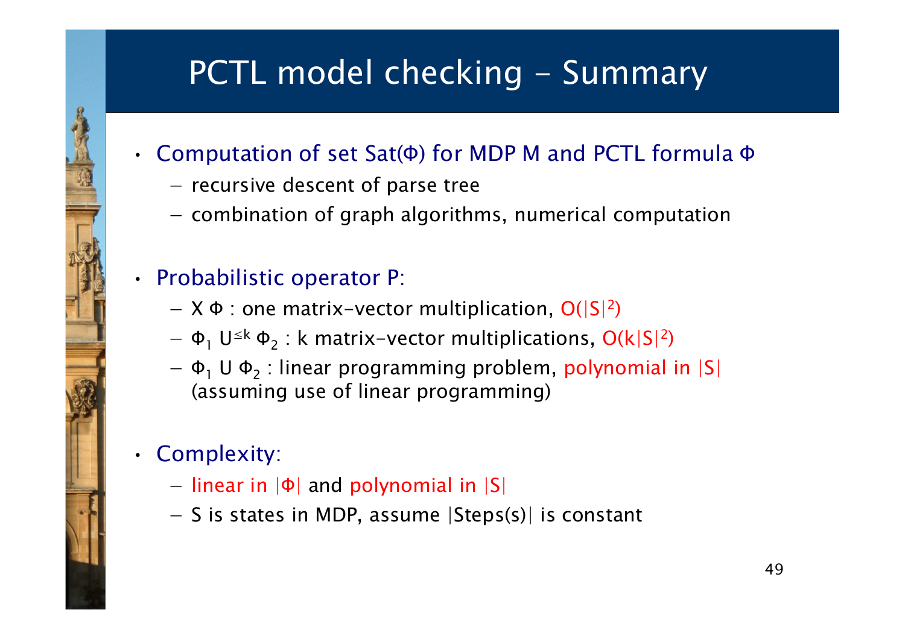# PCTL model checking - Summary

- Computation of set Sat(Φ) for MDP M and PCTL formula Φ
  - recursive descent of parse tree
  - combination of graph algorithms, numerical computation
- Probabilistic operator P:
  - X Φ : one matrix-vector multiplication, $O(|S|^2)$
  - $\Phi_1 \; U^{\leq k} \; \Phi_2$ : k matrix-vector multiplications, $O(k|S|^2)$
  - $\Phi_1 \; U \; \Phi_2$ : linear programming problem, polynomial in |S| (assuming use of linear programming)
- Complexity:
  - linear in |Φ| and polynomial in |S|
  - S is states in MDP, assume |Steps(s)| is constant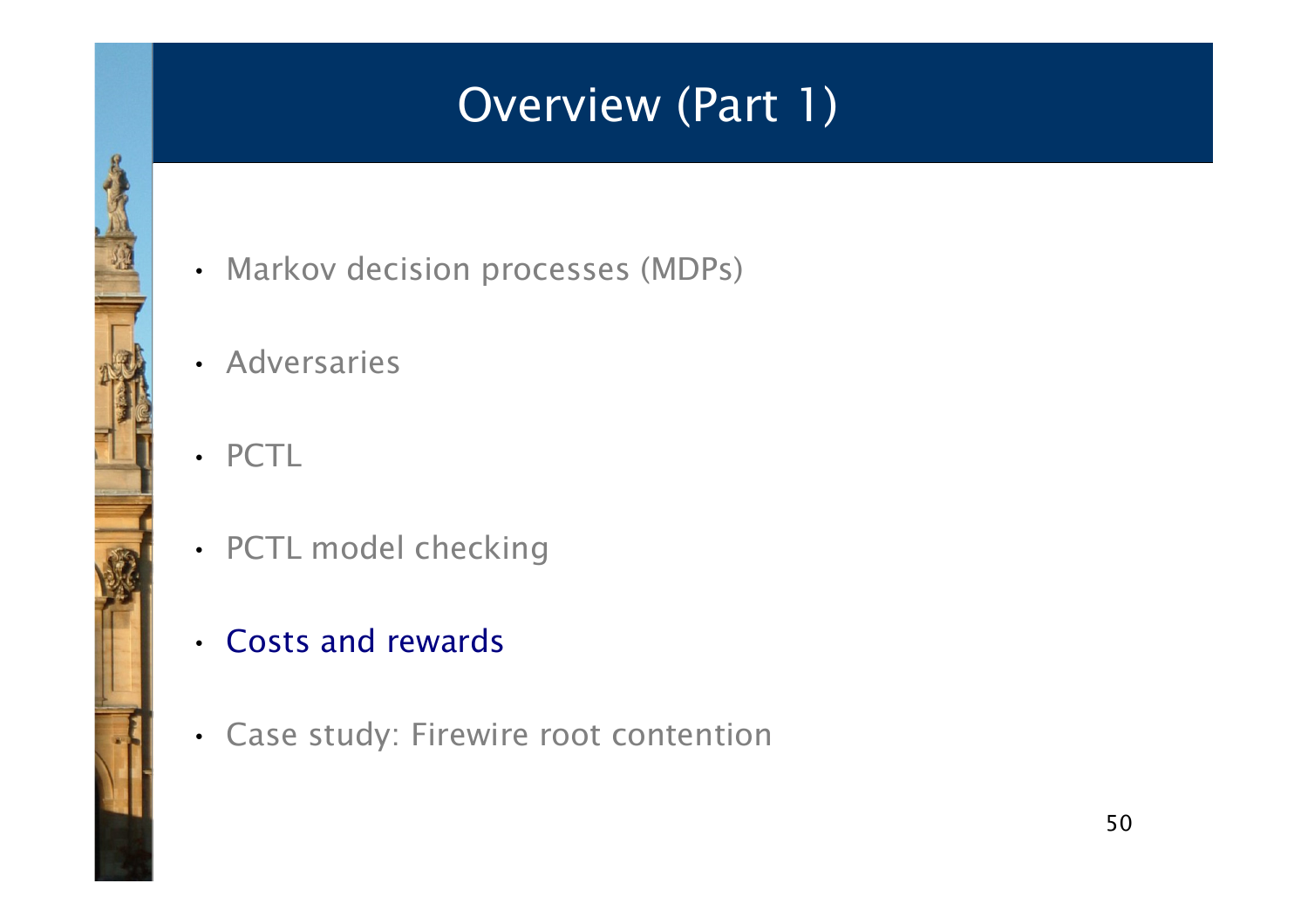# Overview (Part 1)

- Markov decision processes (MDPs)
- Adversaries
- PCTL
- PCTL model checking
- Costs and rewards
- Case study: Firewire root contention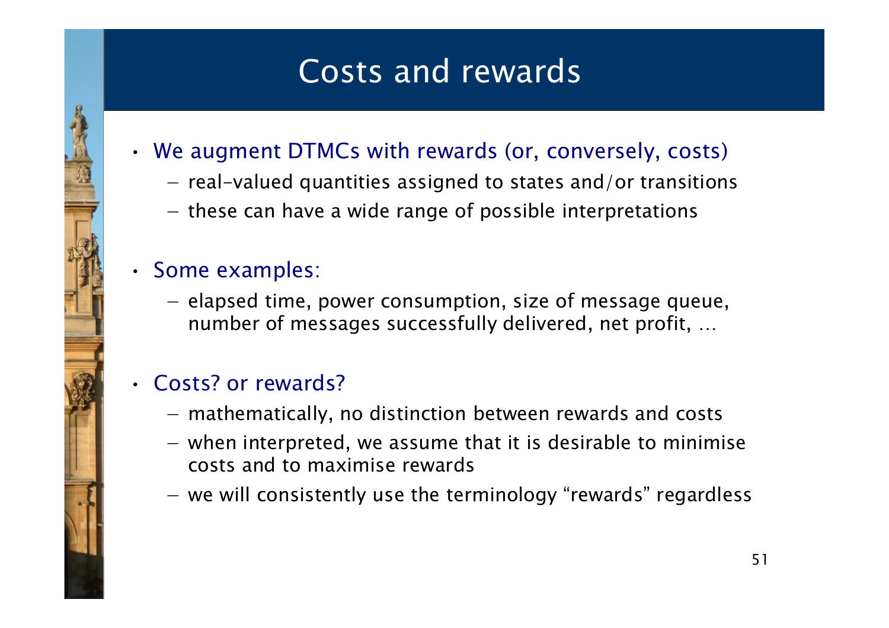# Costs and rewards

- We augment DTMCs with rewards (or, conversely, costs)
  - real-valued quantities assigned to states and/or transitions
  - these can have a wide range of possible interpretations

- Some examples:
  - elapsed time, power consumption, size of message queue, number of messages successfully delivered, net profit, …

- Costs? or rewards?
  - mathematically, no distinction between rewards and costs
  - when interpreted, we assume that it is desirable to minimise costs and to maximise rewards
  - we will consistently use the terminology “rewards” regardless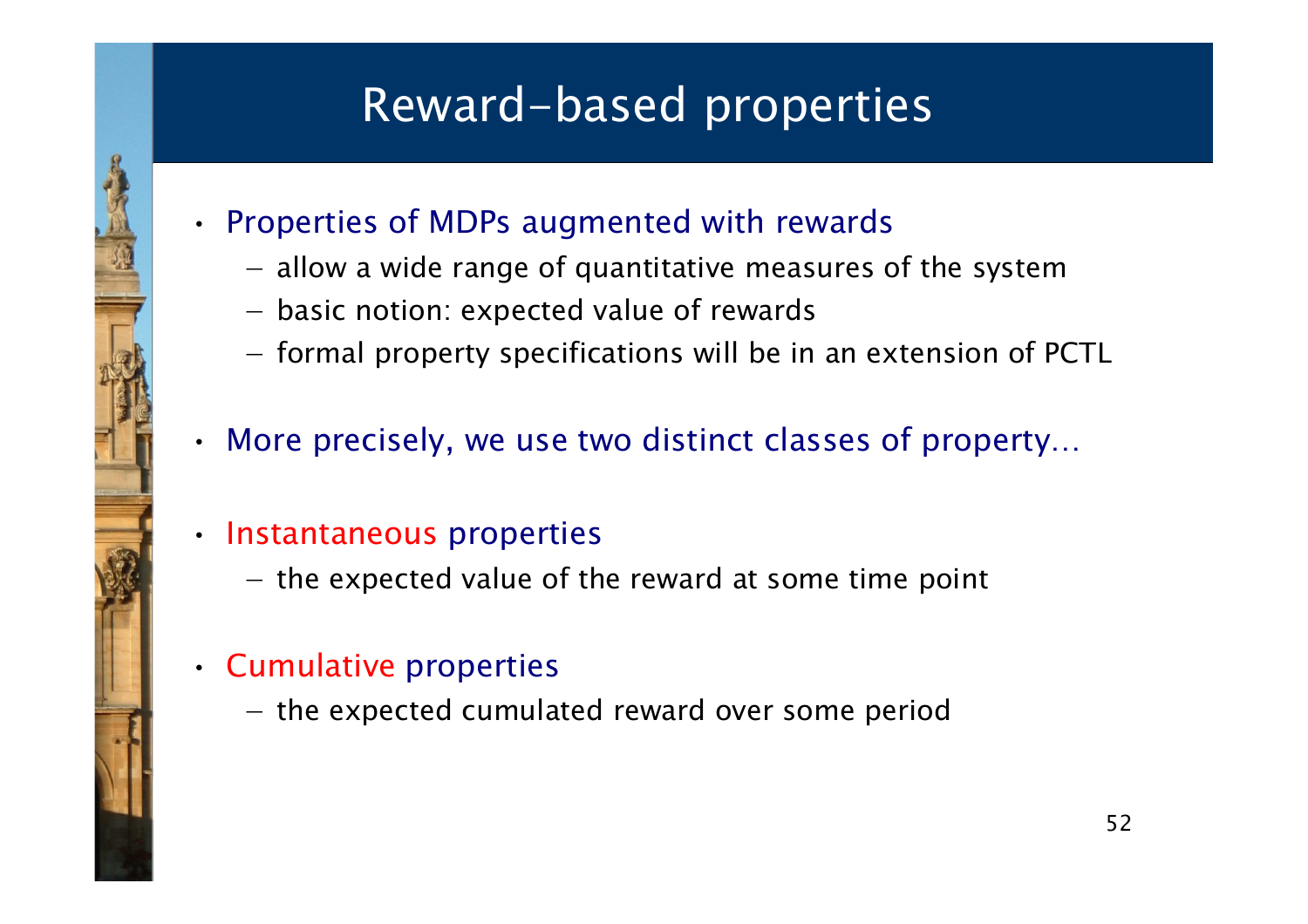# Reward-based properties

- Properties of MDPs augmented with rewards
  - allow a wide range of quantitative measures of the system
  - basic notion: expected value of rewards
  - formal property specifications will be in an extension of PCTL
- More precisely, we use two distinct classes of property…
- Instantaneous properties
  - the expected value of the reward at some time point
- Cumulative properties
  - the expected cumulated reward over some period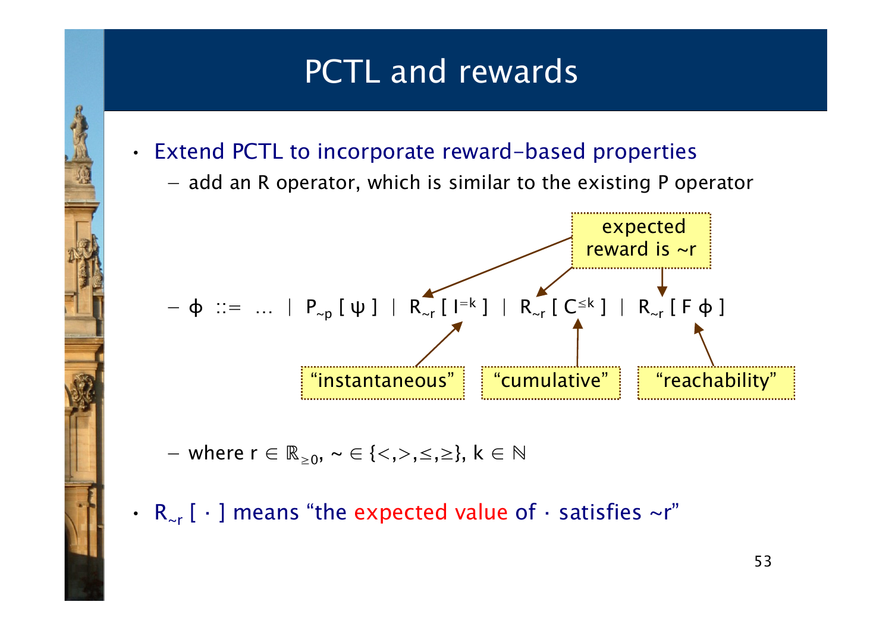# PCTL and rewards

- Extend PCTL to incorporate reward-based properties
  - add an R operator, which is similar to the existing P operator
  - $\phi$ ::= … | $P_{\sim p}$ [ $\psi$ ] | $R_{\sim r}$ [ $I^{=k}$ ] | $R_{\sim r}$ [ $C^{\leq k}$ ] | $R_{\sim r}$ [ F $\phi$ ]

    expected reward is ~r

    "instantaneous" "cumulative" "reachability"
  - where $r \in \mathbb{R}_{\geq 0}$, $\sim \in \{<,>,\leq,\geq\}$, $k \in \mathbb{N}$
- $R_{\sim r}$ [ · ] means "the expected value of · satisfies ~r"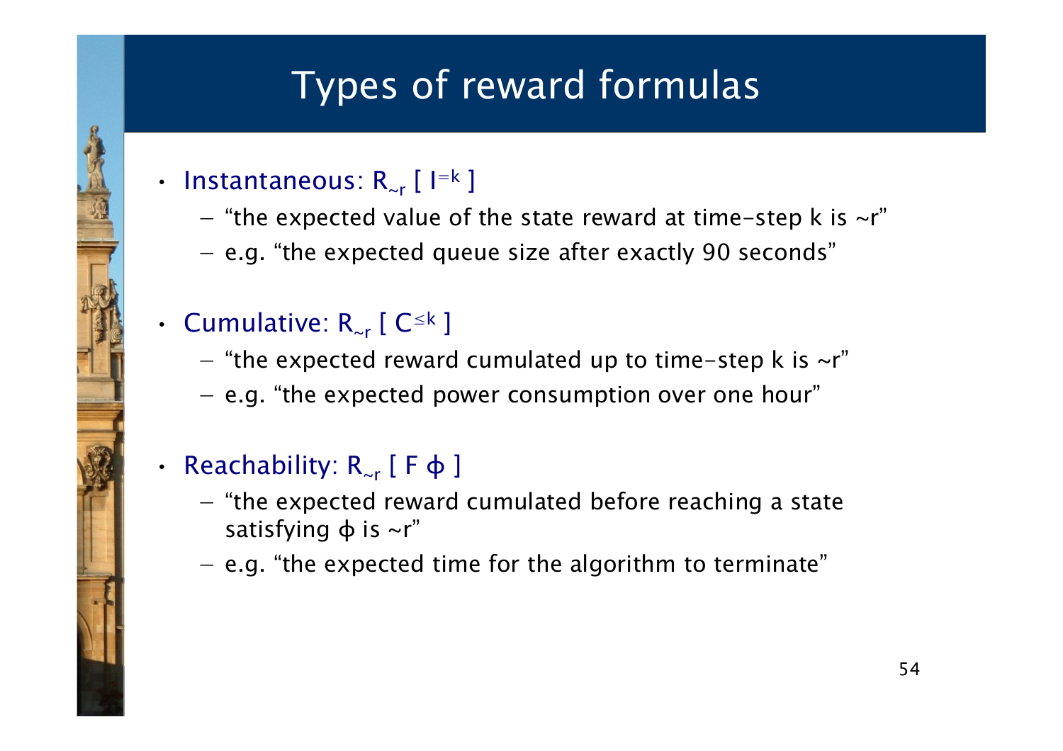# Types of reward formulas

- Instantaneous: $R_{\sim r}$ [ $I^{=k}$ ]
  - "the expected value of the state reward at time-step k is ~r"
  - e.g. "the expected queue size after exactly 90 seconds"
- Cumulative: $R_{\sim r}$ [ $C^{\leq k}$ ]
  - "the expected reward cumulated up to time-step k is ~r"
  - e.g. "the expected power consumption over one hour"
- Reachability: $R_{\sim r}$ [ F $\phi$ ]
  - "the expected reward cumulated before reaching a state satisfying $\phi$ is ~r"
  - e.g. "the expected time for the algorithm to terminate"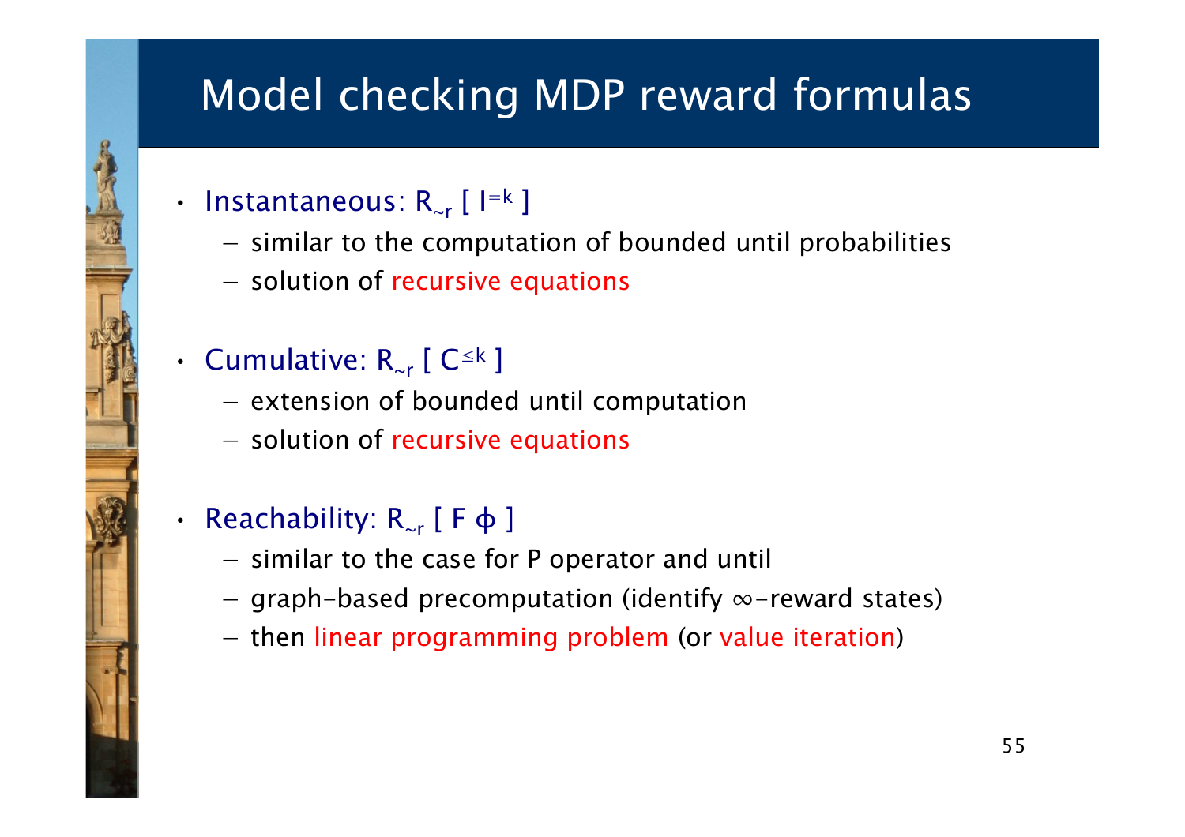# Model checking MDP reward formulas

- Instantaneous: $R_{\sim r}$ [ $I^{=k}$ ]
  - similar to the computation of bounded until probabilities
  - solution of recursive equations
- Cumulative: $R_{\sim r}$ [ $C^{\leq k}$ ]
  - extension of bounded until computation
  - solution of recursive equations
- Reachability: $R_{\sim r}$ [ F $\phi$ ]
  - similar to the case for P operator and until
  - graph-based precomputation (identify $\infty$-reward states)
  - then linear programming problem (or value iteration)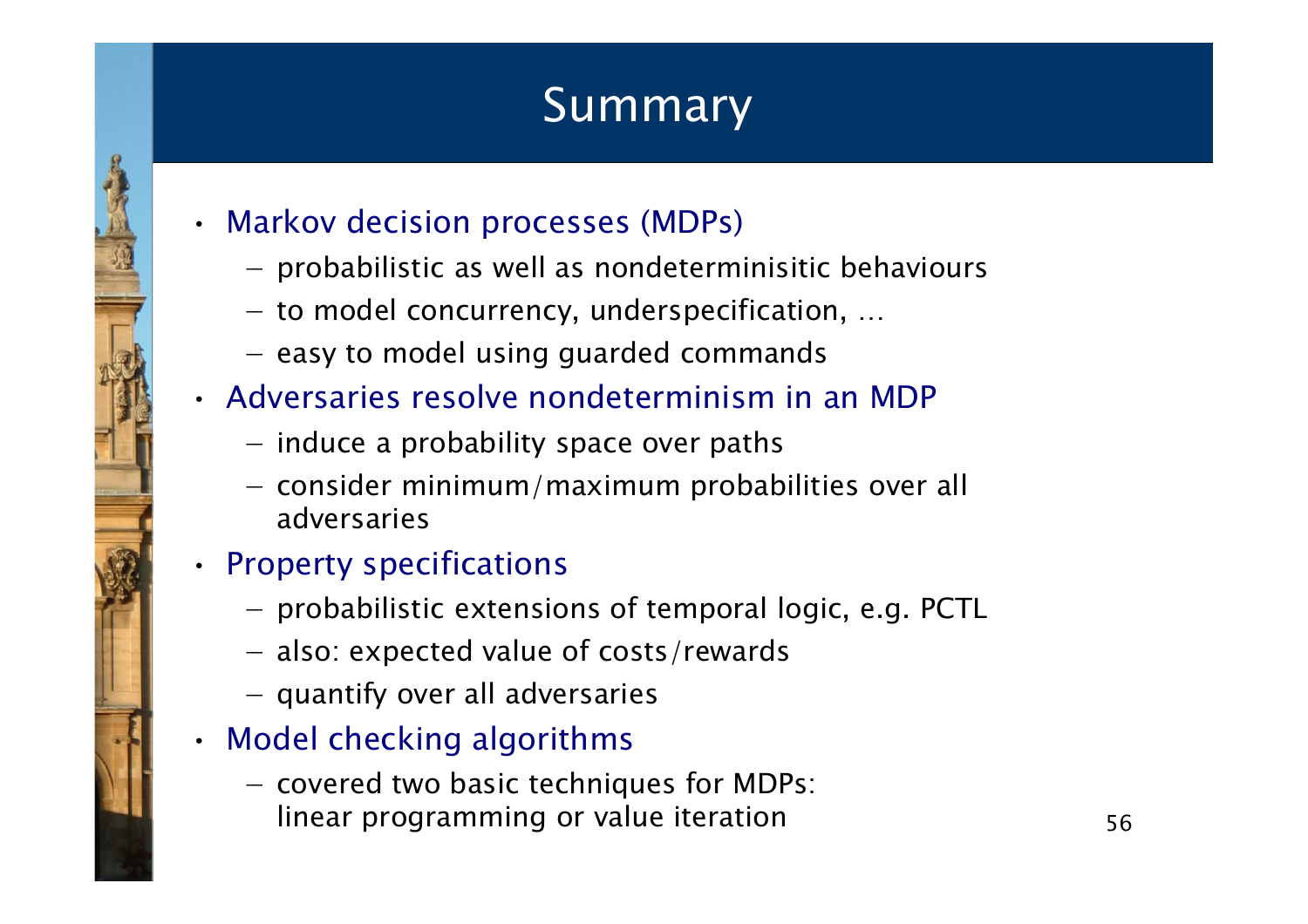# Summary

- Markov decision processes (MDPs)
  - probabilistic as well as nondeterminisitic behaviours
  - to model concurrency, underspecification, …
  - easy to model using guarded commands
- Adversaries resolve nondeterminism in an MDP
  - induce a probability space over paths
  - consider minimum/maximum probabilities over all adversaries
- Property specifications
  - probabilistic extensions of temporal logic, e.g. PCTL
  - also: expected value of costs/rewards
  - quantify over all adversaries
- Model checking algorithms
  - covered two basic techniques for MDPs: linear programming or value iteration